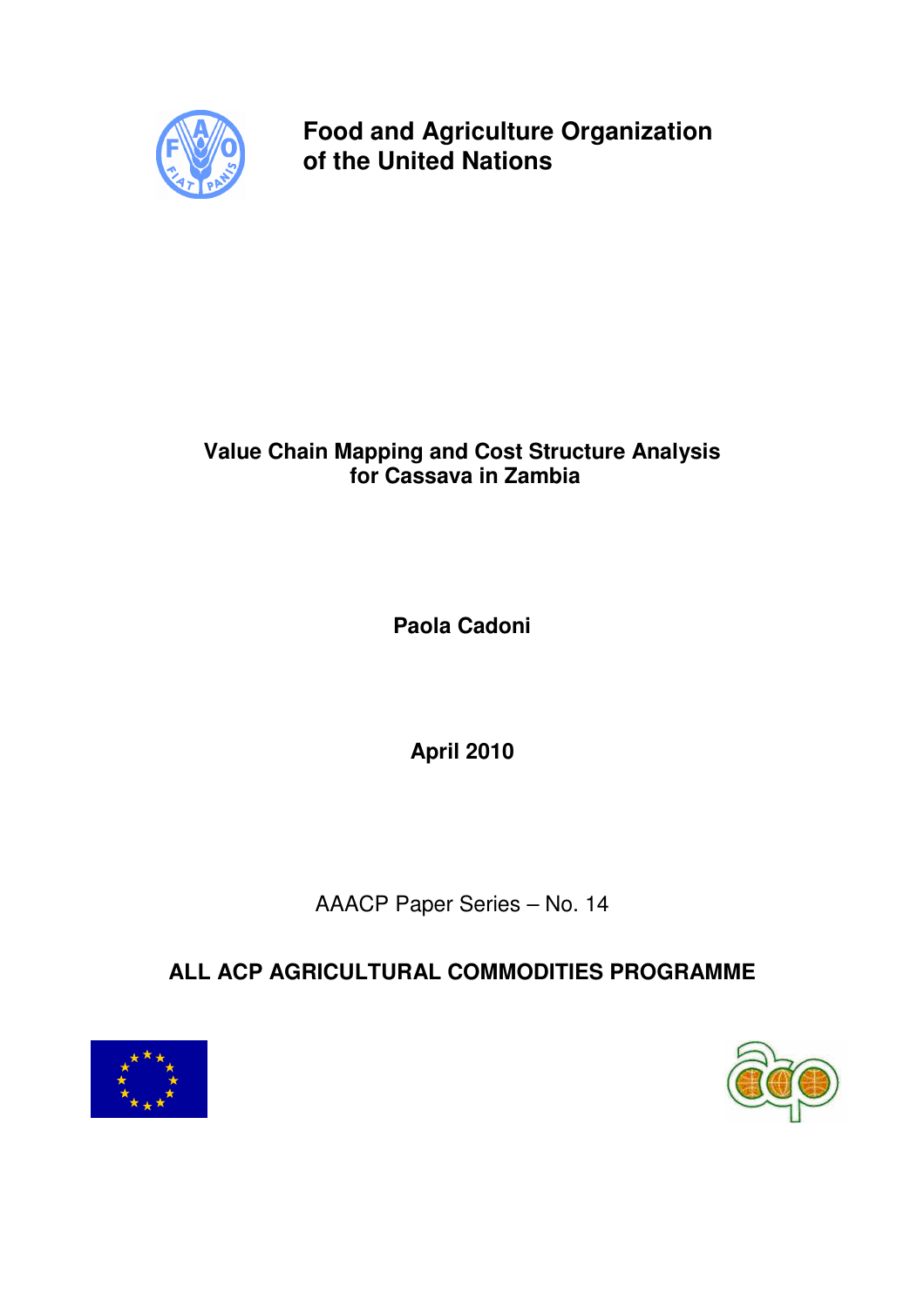**Food and Agriculture Organization of the United Nations**

# Value Chain Mapping and Cost Structure Analysis for Cassava in Zambia

**Paola Cadoni**

**April 2010**

AAACP Paper Series – No. 14

**ALL ACP AGRICULTURAL COMMODITIES PROGRAMME**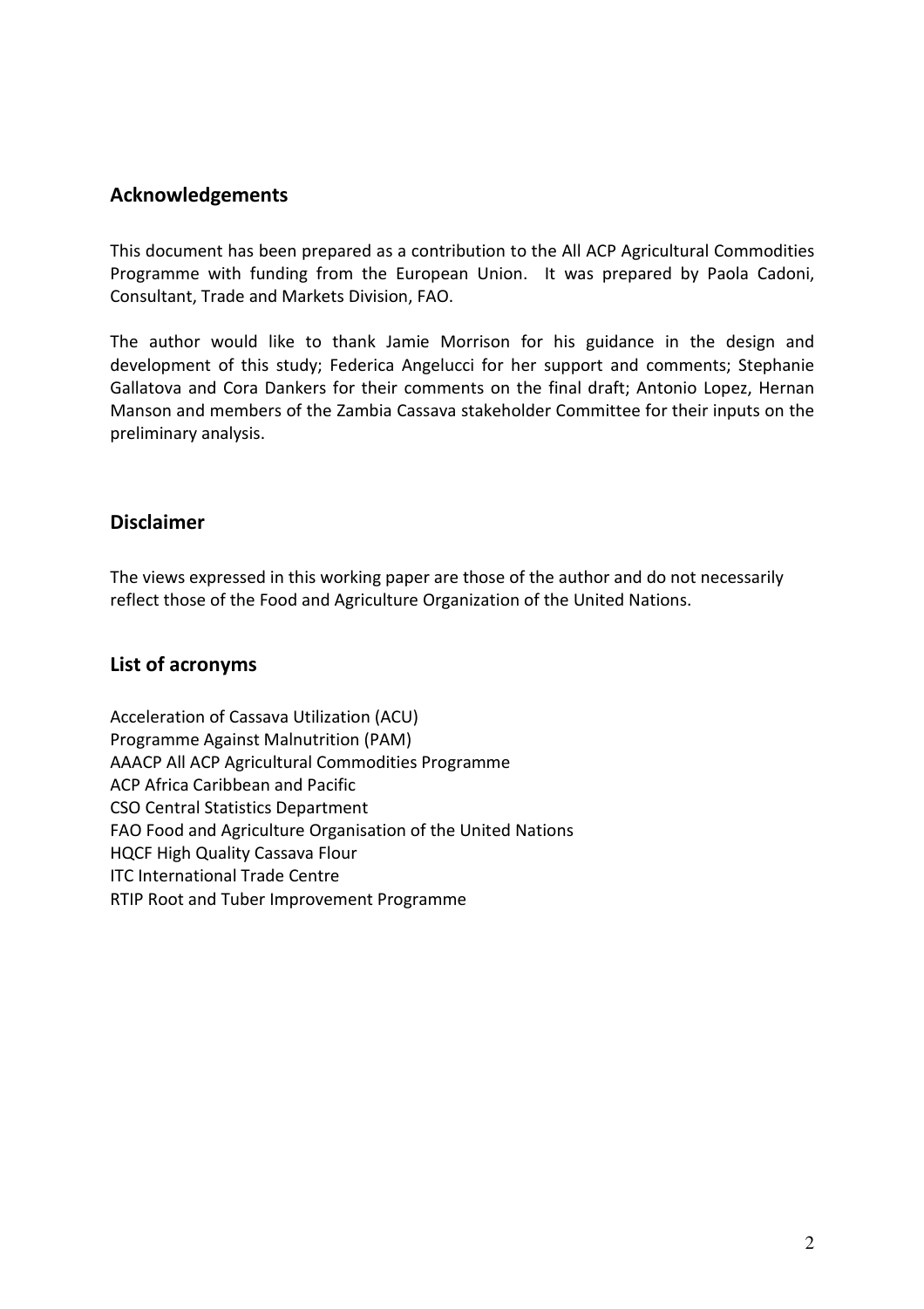## Acknowledgements

This document has been prepared as a contribution to the All ACP Agricultural Commodities Programme with funding from the European Union. It was prepared by Paola Cadoni, Consultant, Trade and Markets Division, FAO.

The author would like to thank Jamie Morrison for his guidance in the design and development of this study; Federica Angelucci for her support and comments; Stephanie Gallatova and Cora Dankers for their comments on the final draft; Antonio Lopez, Hernan Manson and members of the Zambia Cassava stakeholder Committee for their inputs on the preliminary analysis.

## Disclaimer

The views expressed in this working paper are those of the author and do not necessarily reflect those of the Food and Agriculture Organization of the United Nations.

## List of acronyms

Acceleration of Cassava Utilization (ACU)
Programme Against Malnutrition (PAM)
AAACP All ACP Agricultural Commodities Programme
ACP Africa Caribbean and Pacific
CSO Central Statistics Department
FAO Food and Agriculture Organisation of the United Nations
HQCF High Quality Cassava Flour
ITC International Trade Centre
RTIP Root and Tuber Improvement Programme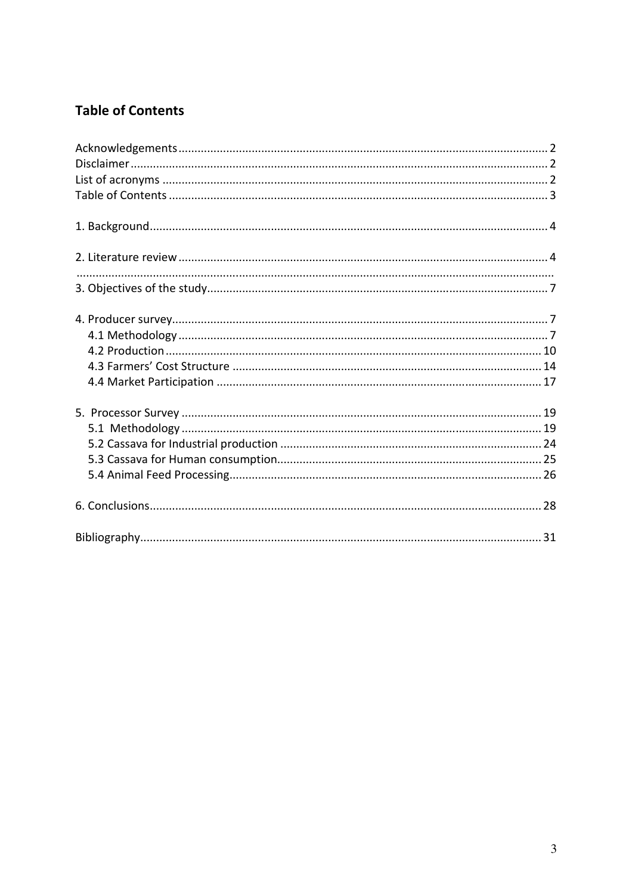## Table of Contents

Acknowledgements ............................................................ 2
Disclaimer ............................................................ 2
List of acronyms ............................................................ 2
Table of Contents ............................................................ 3

1. Background ............................................................ 4

2. Literature review ............................................................ 4

............................................................

3. Objectives of the study ............................................................ 7

4. Producer survey ............................................................ 7
   - 4.1 Methodology ............................................................ 7
   - 4.2 Production ............................................................ 10
   - 4.3 Farmers' Cost Structure ............................................................ 14
   - 4.4 Market Participation ............................................................ 17

5. Processor Survey ............................................................ 19
   - 5.1 Methodology ............................................................ 19
   - 5.2 Cassava for Industrial production ............................................................ 24
   - 5.3 Cassava for Human consumption ............................................................ 25
   - 5.4 Animal Feed Processing ............................................................ 26

6. Conclusions ............................................................ 28

Bibliography ............................................................ 31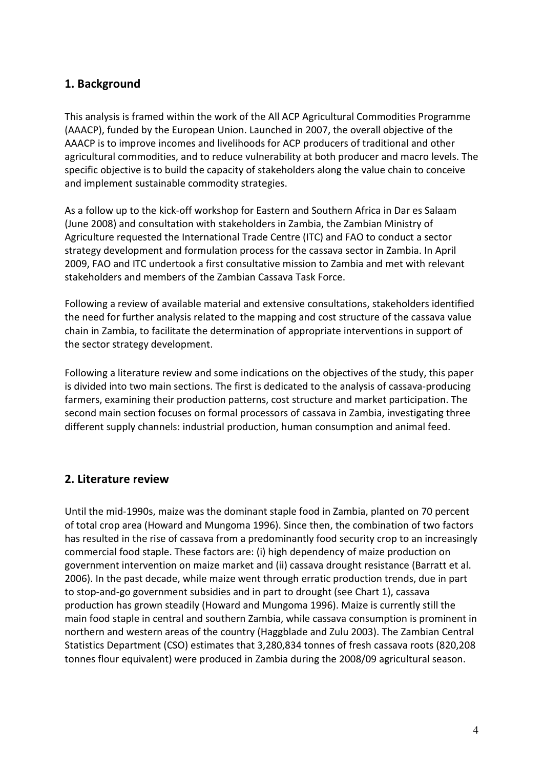## 1. Background

This analysis is framed within the work of the All ACP Agricultural Commodities Programme (AAACP), funded by the European Union. Launched in 2007, the overall objective of the AAACP is to improve incomes and livelihoods for ACP producers of traditional and other agricultural commodities, and to reduce vulnerability at both producer and macro levels. The specific objective is to build the capacity of stakeholders along the value chain to conceive and implement sustainable commodity strategies.

As a follow up to the kick-off workshop for Eastern and Southern Africa in Dar es Salaam (June 2008) and consultation with stakeholders in Zambia, the Zambian Ministry of Agriculture requested the International Trade Centre (ITC) and FAO to conduct a sector strategy development and formulation process for the cassava sector in Zambia. In April 2009, FAO and ITC undertook a first consultative mission to Zambia and met with relevant stakeholders and members of the Zambian Cassava Task Force.

Following a review of available material and extensive consultations, stakeholders identified the need for further analysis related to the mapping and cost structure of the cassava value chain in Zambia, to facilitate the determination of appropriate interventions in support of the sector strategy development.

Following a literature review and some indications on the objectives of the study, this paper is divided into two main sections. The first is dedicated to the analysis of cassava-producing farmers, examining their production patterns, cost structure and market participation. The second main section focuses on formal processors of cassava in Zambia, investigating three different supply channels: industrial production, human consumption and animal feed.

## 2. Literature review

Until the mid-1990s, maize was the dominant staple food in Zambia, planted on 70 percent of total crop area (Howard and Mungoma 1996). Since then, the combination of two factors has resulted in the rise of cassava from a predominantly food security crop to an increasingly commercial food staple. These factors are: (i) high dependency of maize production on government intervention on maize market and (ii) cassava drought resistance (Barratt et al. 2006). In the past decade, while maize went through erratic production trends, due in part to stop-and-go government subsidies and in part to drought (see Chart 1), cassava production has grown steadily (Howard and Mungoma 1996). Maize is currently still the main food staple in central and southern Zambia, while cassava consumption is prominent in northern and western areas of the country (Haggblade and Zulu 2003). The Zambian Central Statistics Department (CSO) estimates that 3,280,834 tonnes of fresh cassava roots (820,208 tonnes flour equivalent) were produced in Zambia during the 2008/09 agricultural season.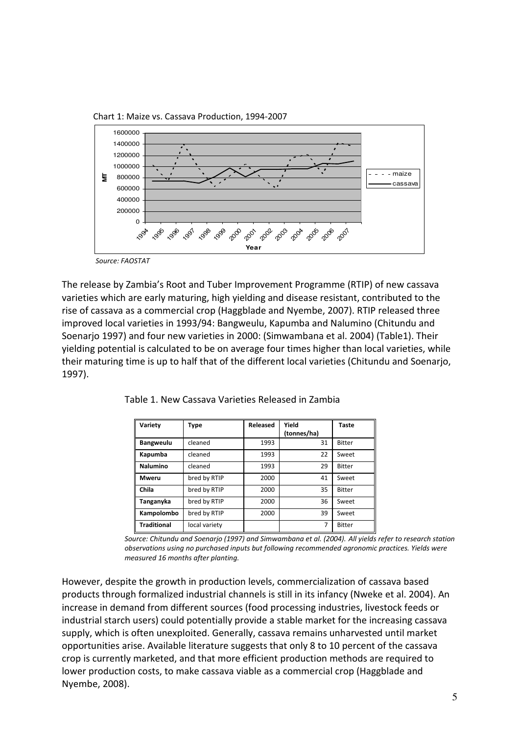Chart 1: Maize vs. Cassava Production, 1994-2007

*Source: FAOSTAT*

The release by Zambia's Root and Tuber Improvement Programme (RTIP) of new cassava varieties which are early maturing, high yielding and disease resistant, contributed to the rise of cassava as a commercial crop (Haggblade and Nyembe, 2007). RTIP released three improved local varieties in 1993/94: Bangweulu, Kapumba and Nalumino (Chitundu and Soenarjo 1997) and four new varieties in 2000: (Simwambana et al. 2004) (Table1). Their yielding potential is calculated to be on average four times higher than local varieties, while their maturing time is up to half that of the different local varieties (Chitundu and Soenarjo, 1997).

Table 1. New Cassava Varieties Released in Zambia

| Variety | Type | Released | Yield (tonnes/ha) | Taste |
|---|---|---|---|---|
| **Bangweulu** | cleaned | 1993 | 31 | Bitter |
| **Kapumba** | cleaned | 1993 | 22 | Sweet |
| **Nalumino** | cleaned | 1993 | 29 | Bitter |
| **Mweru** | bred by RTIP | 2000 | 41 | Sweet |
| **Chila** | bred by RTIP | 2000 | 35 | Bitter |
| **Tanganyka** | bred by RTIP | 2000 | 36 | Sweet |
| **Kampolombo** | bred by RTIP | 2000 | 39 | Sweet |
| **Traditional** | local variety | | 7 | Bitter |

*Source: Chitundu and Soenarjo (1997) and Simwambana et al. (2004). All yields refer to research station observations using no purchased inputs but following recommended agronomic practices. Yields were measured 16 months after planting.*

However, despite the growth in production levels, commercialization of cassava based products through formalized industrial channels is still in its infancy (Nweke et al. 2004). An increase in demand from different sources (food processing industries, livestock feeds or industrial starch users) could potentially provide a stable market for the increasing cassava supply, which is often unexploited. Generally, cassava remains unharvested until market opportunities arise. Available literature suggests that only 8 to 10 percent of the cassava crop is currently marketed, and that more efficient production methods are required to lower production costs, to make cassava viable as a commercial crop (Haggblade and Nyembe, 2008).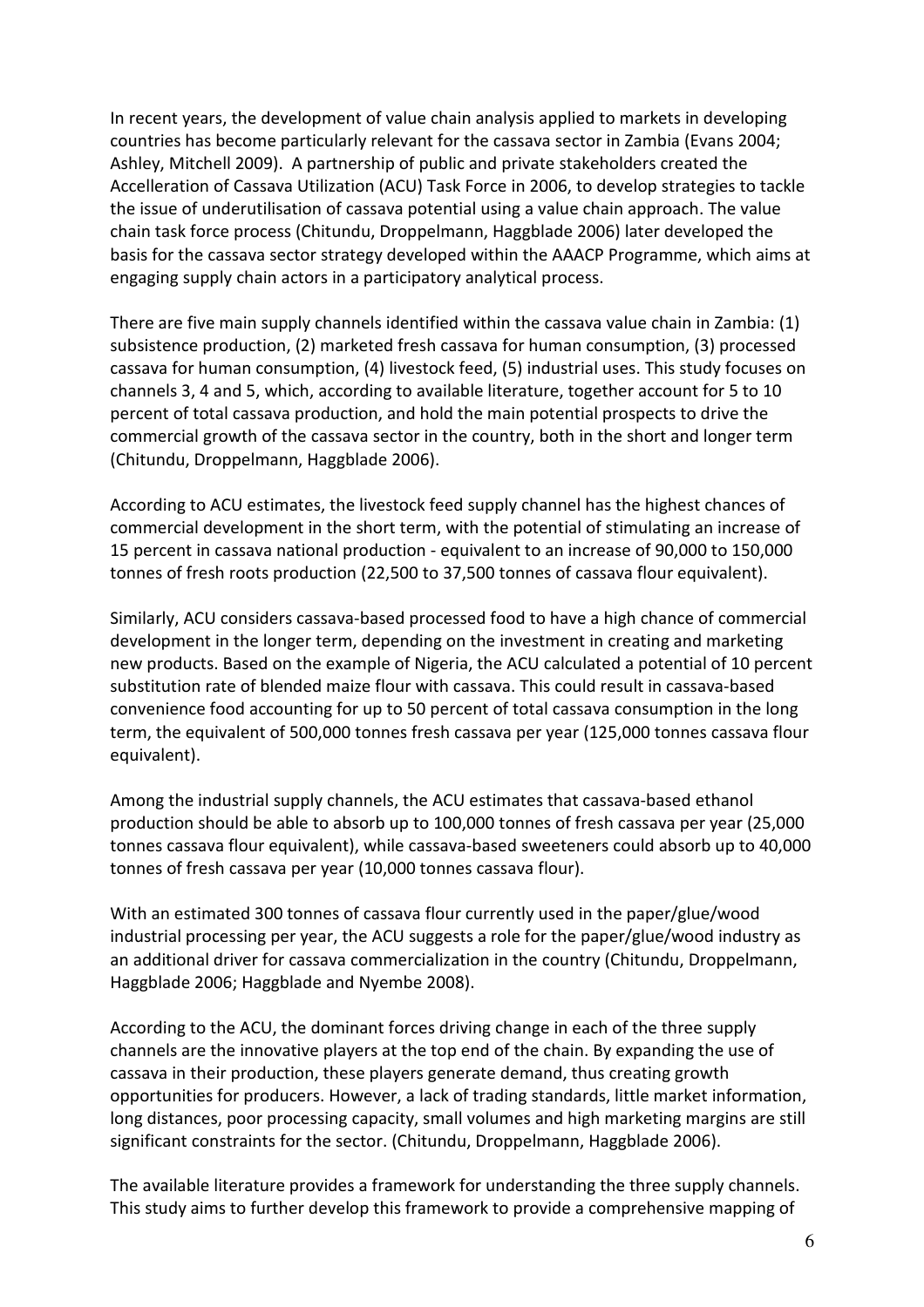In recent years, the development of value chain analysis applied to markets in developing countries has become particularly relevant for the cassava sector in Zambia (Evans 2004; Ashley, Mitchell 2009). A partnership of public and private stakeholders created the Accelleration of Cassava Utilization (ACU) Task Force in 2006, to develop strategies to tackle the issue of underutilisation of cassava potential using a value chain approach. The value chain task force process (Chitundu, Droppelmann, Haggblade 2006) later developed the basis for the cassava sector strategy developed within the AAACP Programme, which aims at engaging supply chain actors in a participatory analytical process.

There are five main supply channels identified within the cassava value chain in Zambia: (1) subsistence production, (2) marketed fresh cassava for human consumption, (3) processed cassava for human consumption, (4) livestock feed, (5) industrial uses. This study focuses on channels 3, 4 and 5, which, according to available literature, together account for 5 to 10 percent of total cassava production, and hold the main potential prospects to drive the commercial growth of the cassava sector in the country, both in the short and longer term (Chitundu, Droppelmann, Haggblade 2006).

According to ACU estimates, the livestock feed supply channel has the highest chances of commercial development in the short term, with the potential of stimulating an increase of 15 percent in cassava national production - equivalent to an increase of 90,000 to 150,000 tonnes of fresh roots production (22,500 to 37,500 tonnes of cassava flour equivalent).

Similarly, ACU considers cassava-based processed food to have a high chance of commercial development in the longer term, depending on the investment in creating and marketing new products. Based on the example of Nigeria, the ACU calculated a potential of 10 percent substitution rate of blended maize flour with cassava. This could result in cassava-based convenience food accounting for up to 50 percent of total cassava consumption in the long term, the equivalent of 500,000 tonnes fresh cassava per year (125,000 tonnes cassava flour equivalent).

Among the industrial supply channels, the ACU estimates that cassava-based ethanol production should be able to absorb up to 100,000 tonnes of fresh cassava per year (25,000 tonnes cassava flour equivalent), while cassava-based sweeteners could absorb up to 40,000 tonnes of fresh cassava per year (10,000 tonnes cassava flour).

With an estimated 300 tonnes of cassava flour currently used in the paper/glue/wood industrial processing per year, the ACU suggests a role for the paper/glue/wood industry as an additional driver for cassava commercialization in the country (Chitundu, Droppelmann, Haggblade 2006; Haggblade and Nyembe 2008).

According to the ACU, the dominant forces driving change in each of the three supply channels are the innovative players at the top end of the chain. By expanding the use of cassava in their production, these players generate demand, thus creating growth opportunities for producers. However, a lack of trading standards, little market information, long distances, poor processing capacity, small volumes and high marketing margins are still significant constraints for the sector. (Chitundu, Droppelmann, Haggblade 2006).

The available literature provides a framework for understanding the three supply channels. This study aims to further develop this framework to provide a comprehensive mapping of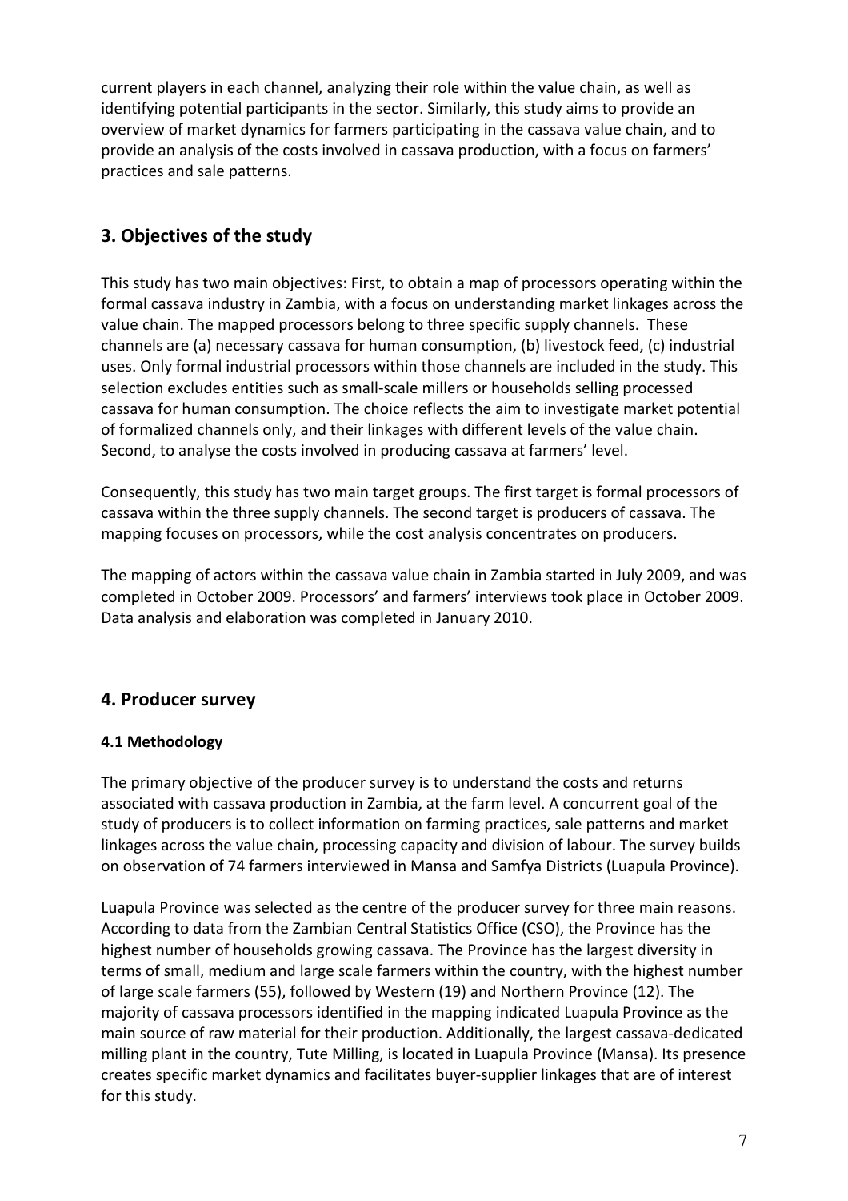current players in each channel, analyzing their role within the value chain, as well as identifying potential participants in the sector. Similarly, this study aims to provide an overview of market dynamics for farmers participating in the cassava value chain, and to provide an analysis of the costs involved in cassava production, with a focus on farmers' practices and sale patterns.

## 3. Objectives of the study

This study has two main objectives: First, to obtain a map of processors operating within the formal cassava industry in Zambia, with a focus on understanding market linkages across the value chain. The mapped processors belong to three specific supply channels. These channels are (a) necessary cassava for human consumption, (b) livestock feed, (c) industrial uses. Only formal industrial processors within those channels are included in the study. This selection excludes entities such as small-scale millers or households selling processed cassava for human consumption. The choice reflects the aim to investigate market potential of formalized channels only, and their linkages with different levels of the value chain. Second, to analyse the costs involved in producing cassava at farmers' level.

Consequently, this study has two main target groups. The first target is formal processors of cassava within the three supply channels. The second target is producers of cassava. The mapping focuses on processors, while the cost analysis concentrates on producers.

The mapping of actors within the cassava value chain in Zambia started in July 2009, and was completed in October 2009. Processors' and farmers' interviews took place in October 2009. Data analysis and elaboration was completed in January 2010.

## 4. Producer survey

### 4.1 Methodology

The primary objective of the producer survey is to understand the costs and returns associated with cassava production in Zambia, at the farm level. A concurrent goal of the study of producers is to collect information on farming practices, sale patterns and market linkages across the value chain, processing capacity and division of labour. The survey builds on observation of 74 farmers interviewed in Mansa and Samfya Districts (Luapula Province).

Luapula Province was selected as the centre of the producer survey for three main reasons. According to data from the Zambian Central Statistics Office (CSO), the Province has the highest number of households growing cassava. The Province has the largest diversity in terms of small, medium and large scale farmers within the country, with the highest number of large scale farmers (55), followed by Western (19) and Northern Province (12). The majority of cassava processors identified in the mapping indicated Luapula Province as the main source of raw material for their production. Additionally, the largest cassava-dedicated milling plant in the country, Tute Milling, is located in Luapula Province (Mansa). Its presence creates specific market dynamics and facilitates buyer-supplier linkages that are of interest for this study.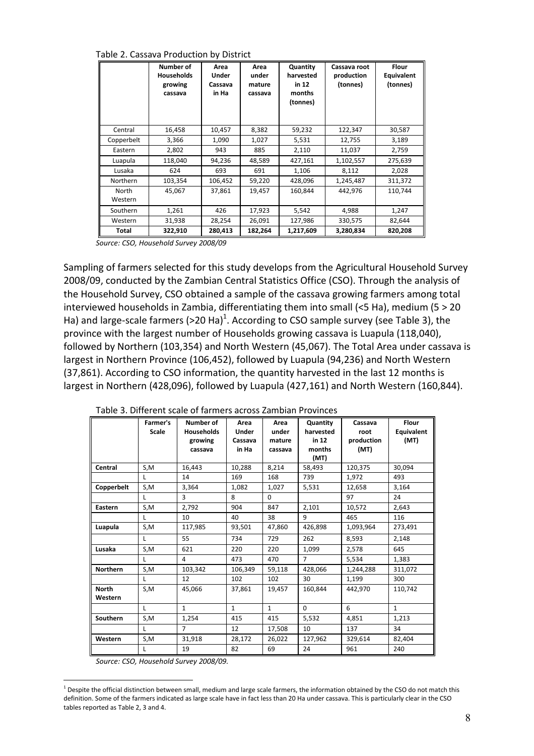Table 2. Cassava Production by District

| | Number of Households growing cassava | Area Under Cassava in Ha | Area under mature cassava | Quantity harvested in 12 months (tonnes) | Cassava root production (tonnes) | Flour Equivalent (tonnes) |
|---|---|---|---|---|---|---|
| Central | 16,458 | 10,457 | 8,382 | 59,232 | 122,347 | 30,587 |
| Copperbelt | 3,366 | 1,090 | 1,027 | 5,531 | 12,755 | 3,189 |
| Eastern | 2,802 | 943 | 885 | 2,110 | 11,037 | 2,759 |
| Luapula | 118,040 | 94,236 | 48,589 | 427,161 | 1,102,557 | 275,639 |
| Lusaka | 624 | 693 | 691 | 1,106 | 8,112 | 2,028 |
| Northern | 103,354 | 106,452 | 59,220 | 428,096 | 1,245,487 | 311,372 |
| North Western | 45,067 | 37,861 | 19,457 | 160,844 | 442,976 | 110,744 |
| Southern | 1,261 | 426 | 17,923 | 5,542 | 4,988 | 1,247 |
| Western | 31,938 | 28,254 | 26,091 | 127,986 | 330,575 | 82,644 |
| **Total** | **322,910** | **280,413** | **182,264** | **1,217,609** | **3,280,834** | **820,208** |

*Source: CSO, Household Survey 2008/09*

Sampling of farmers selected for this study develops from the Agricultural Household Survey 2008/09, conducted by the Zambian Central Statistics Office (CSO). Through the analysis of the Household Survey, CSO obtained a sample of the cassava growing farmers among total interviewed households in Zambia, differentiating them into small (<5 Ha), medium (5 > 20 Ha) and large-scale farmers (>20 Ha)[1]. According to CSO sample survey (see Table 3), the province with the largest number of Households growing cassava is Luapula (118,040), followed by Northern (103,354) and North Western (45,067). The Total Area under cassava is largest in Northern Province (106,452), followed by Luapula (94,236) and North Western (37,861). According to CSO information, the quantity harvested in the last 12 months is largest in Northern (428,096), followed by Luapula (427,161) and North Western (160,844).

Table 3. Different scale of farmers across Zambian Provinces

| | Farmer's Scale | Number of Households growing cassava | Area Under Cassava in Ha | Area under mature cassava | Quantity harvested in 12 months (MT) | Cassava root production (MT) | Flour Equivalent (MT) |
|---|---|---|---|---|---|---|---|
| **Central** | S,M | 16,443 | 10,288 | 8,214 | 58,493 | 120,375 | 30,094 |
| | L | 14 | 169 | 168 | 739 | 1,972 | 493 |
| **Copperbelt** | S,M | 3,364 | 1,082 | 1,027 | 5,531 | 12,658 | 3,164 |
| | L | 3 | 8 | 0 | | 97 | 24 |
| **Eastern** | S,M | 2,792 | 904 | 847 | 2,101 | 10,572 | 2,643 |
| | L | 10 | 40 | 38 | 9 | 465 | 116 |
| **Luapula** | S,M | 117,985 | 93,501 | 47,860 | 426,898 | 1,093,964 | 273,491 |
| | L | 55 | 734 | 729 | 262 | 8,593 | 2,148 |
| **Lusaka** | S,M | 621 | 220 | 220 | 1,099 | 2,578 | 645 |
| | L | 4 | 473 | 470 | 7 | 5,534 | 1,383 |
| **Northern** | S,M | 103,342 | 106,349 | 59,118 | 428,066 | 1,244,288 | 311,072 |
| | L | 12 | 102 | 102 | 30 | 1,199 | 300 |
| **North Western** | S,M | 45,066 | 37,861 | 19,457 | 160,844 | 442,970 | 110,742 |
| | L | 1 | 1 | 1 | 0 | 6 | 1 |
| **Southern** | S,M | 1,254 | 415 | 415 | 5,532 | 4,851 | 1,213 |
| | L | 7 | 12 | 17,508 | 10 | 137 | 34 |
| **Western** | S,M | 31,918 | 28,172 | 26,022 | 127,962 | 329,614 | 82,404 |
| | L | 19 | 82 | 69 | 24 | 961 | 240 |

*Source: CSO, Household Survey 2008/09.*

[1] Despite the official distinction between small, medium and large scale farmers, the information obtained by the CSO do not match this definition. Some of the farmers indicated as large scale have in fact less than 20 Ha under cassava. This is particularly clear in the CSO tables reported as Table 2, 3 and 4.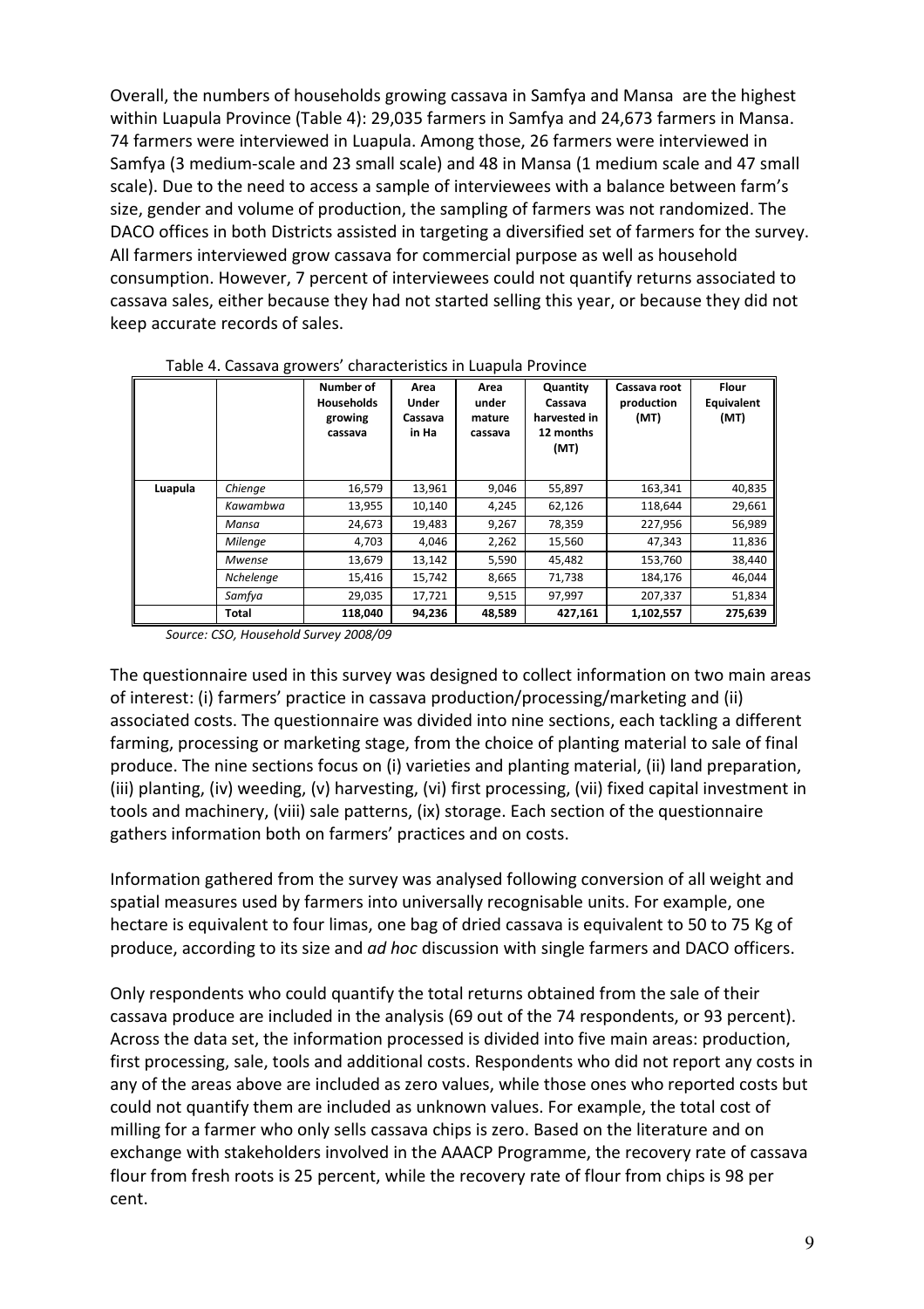Overall, the numbers of households growing cassava in Samfya and Mansa are the highest within Luapula Province (Table 4): 29,035 farmers in Samfya and 24,673 farmers in Mansa. 74 farmers were interviewed in Luapula. Among those, 26 farmers were interviewed in Samfya (3 medium-scale and 23 small scale) and 48 in Mansa (1 medium scale and 47 small scale). Due to the need to access a sample of interviewees with a balance between farm's size, gender and volume of production, the sampling of farmers was not randomized. The DACO offices in both Districts assisted in targeting a diversified set of farmers for the survey. All farmers interviewed grow cassava for commercial purpose as well as household consumption. However, 7 percent of interviewees could not quantify returns associated to cassava sales, either because they had not started selling this year, or because they did not keep accurate records of sales.

Table 4. Cassava growers' characteristics in Luapula Province

| | | Number of Households growing cassava | Area Under Cassava in Ha | Area under mature cassava | Quantity Cassava harvested in 12 months (MT) | Cassava root production (MT) | Flour Equivalent (MT) |
|---|---|---|---|---|---|---|---|
| **Luapula** | *Chienge* | 16,579 | 13,961 | 9,046 | 55,897 | 163,341 | 40,835 |
| | *Kawambwa* | 13,955 | 10,140 | 4,245 | 62,126 | 118,644 | 29,661 |
| | *Mansa* | 24,673 | 19,483 | 9,267 | 78,359 | 227,956 | 56,989 |
| | *Milenge* | 4,703 | 4,046 | 2,262 | 15,560 | 47,343 | 11,836 |
| | *Mwense* | 13,679 | 13,142 | 5,590 | 45,482 | 153,760 | 38,440 |
| | *Nchelenge* | 15,416 | 15,742 | 8,665 | 71,738 | 184,176 | 46,044 |
| | *Samfya* | 29,035 | 17,721 | 9,515 | 97,997 | 207,337 | 51,834 |
| | **Total** | **118,040** | **94,236** | **48,589** | **427,161** | **1,102,557** | **275,639** |

*Source: CSO, Household Survey 2008/09*

The questionnaire used in this survey was designed to collect information on two main areas of interest: (i) farmers' practice in cassava production/processing/marketing and (ii) associated costs. The questionnaire was divided into nine sections, each tackling a different farming, processing or marketing stage, from the choice of planting material to sale of final produce. The nine sections focus on (i) varieties and planting material, (ii) land preparation, (iii) planting, (iv) weeding, (v) harvesting, (vi) first processing, (vii) fixed capital investment in tools and machinery, (viii) sale patterns, (ix) storage. Each section of the questionnaire gathers information both on farmers' practices and on costs.

Information gathered from the survey was analysed following conversion of all weight and spatial measures used by farmers into universally recognisable units. For example, one hectare is equivalent to four limas, one bag of dried cassava is equivalent to 50 to 75 Kg of produce, according to its size and *ad hoc* discussion with single farmers and DACO officers.

Only respondents who could quantify the total returns obtained from the sale of their cassava produce are included in the analysis (69 out of the 74 respondents, or 93 percent). Across the data set, the information processed is divided into five main areas: production, first processing, sale, tools and additional costs. Respondents who did not report any costs in any of the areas above are included as zero values, while those ones who reported costs but could not quantify them are included as unknown values. For example, the total cost of milling for a farmer who only sells cassava chips is zero. Based on the literature and on exchange with stakeholders involved in the AAACP Programme, the recovery rate of cassava flour from fresh roots is 25 percent, while the recovery rate of flour from chips is 98 per cent.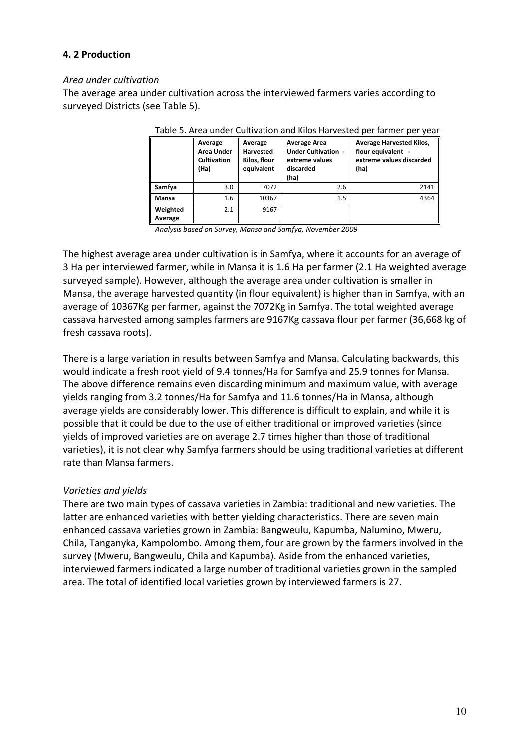### 4. 2 Production

*Area under cultivation*

The average area under cultivation across the interviewed farmers varies according to surveyed Districts (see Table 5).

Table 5. Area under Cultivation and Kilos Harvested per farmer per year

| | Average Area Under Cultivation (Ha) | Average Harvested Kilos, flour equivalent | Average Area Under Cultivation - extreme values discarded (ha) | Average Harvested Kilos, flour equivalent - extreme values discarded (ha) |
|---|---|---|---|---|
| **Samfya** | 3.0 | 7072 | 2.6 | 2141 |
| **Mansa** | 1.6 | 10367 | 1.5 | 4364 |
| **Weighted Average** | 2.1 | 9167 | | |

*Analysis based on Survey, Mansa and Samfya, November 2009*

The highest average area under cultivation is in Samfya, where it accounts for an average of 3 Ha per interviewed farmer, while in Mansa it is 1.6 Ha per farmer (2.1 Ha weighted average surveyed sample). However, although the average area under cultivation is smaller in Mansa, the average harvested quantity (in flour equivalent) is higher than in Samfya, with an average of 10367Kg per farmer, against the 7072Kg in Samfya. The total weighted average cassava harvested among samples farmers are 9167Kg cassava flour per farmer (36,668 kg of fresh cassava roots).

There is a large variation in results between Samfya and Mansa. Calculating backwards, this would indicate a fresh root yield of 9.4 tonnes/Ha for Samfya and 25.9 tonnes for Mansa. The above difference remains even discarding minimum and maximum value, with average yields ranging from 3.2 tonnes/Ha for Samfya and 11.6 tonnes/Ha in Mansa, although average yields are considerably lower. This difference is difficult to explain, and while it is possible that it could be due to the use of either traditional or improved varieties (since yields of improved varieties are on average 2.7 times higher than those of traditional varieties), it is not clear why Samfya farmers should be using traditional varieties at different rate than Mansa farmers.

*Varieties and yields*

There are two main types of cassava varieties in Zambia: traditional and new varieties. The latter are enhanced varieties with better yielding characteristics. There are seven main enhanced cassava varieties grown in Zambia: Bangweulu, Kapumba, Nalumino, Mweru, Chila, Tanganyka, Kampolombo. Among them, four are grown by the farmers involved in the survey (Mweru, Bangweulu, Chila and Kapumba). Aside from the enhanced varieties, interviewed farmers indicated a large number of traditional varieties grown in the sampled area. The total of identified local varieties grown by interviewed farmers is 27.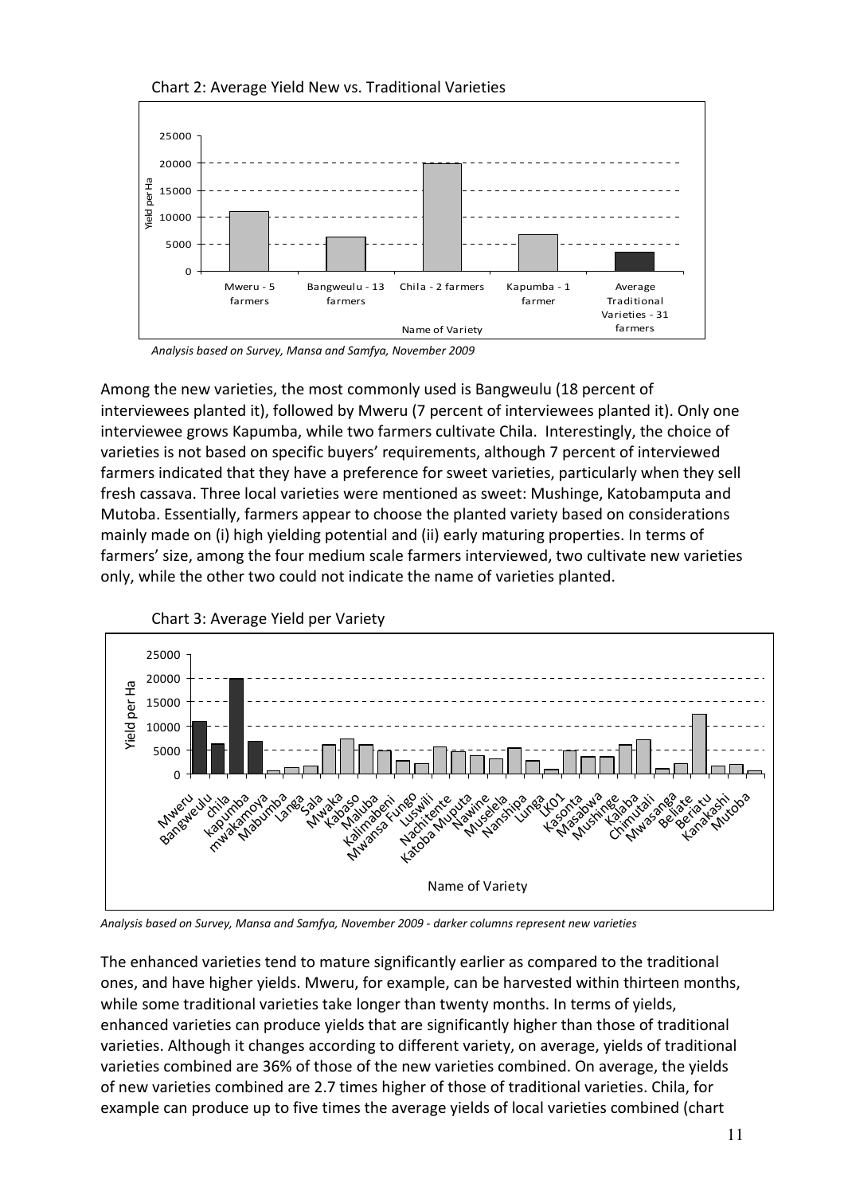Chart 2: Average Yield New vs. Traditional Varieties

*Analysis based on Survey, Mansa and Samfya, November 2009*

Among the new varieties, the most commonly used is Bangweulu (18 percent of interviewees planted it), followed by Mweru (7 percent of interviewees planted it). Only one interviewee grows Kapumba, while two farmers cultivate Chila. Interestingly, the choice of varieties is not based on specific buyers' requirements, although 7 percent of interviewed farmers indicated that they have a preference for sweet varieties, particularly when they sell fresh cassava. Three local varieties were mentioned as sweet: Mushinge, Katobamputa and Mutoba. Essentially, farmers appear to choose the planted variety based on considerations mainly made on (i) high yielding potential and (ii) early maturing properties. In terms of farmers' size, among the four medium scale farmers interviewed, two cultivate new varieties only, while the other two could not indicate the name of varieties planted.

Chart 3: Average Yield per Variety

*Analysis based on Survey, Mansa and Samfya, November 2009 - darker columns represent new varieties*

The enhanced varieties tend to mature significantly earlier as compared to the traditional ones, and have higher yields. Mweru, for example, can be harvested within thirteen months, while some traditional varieties take longer than twenty months. In terms of yields, enhanced varieties can produce yields that are significantly higher than those of traditional varieties. Although it changes according to different variety, on average, yields of traditional varieties combined are 36% of those of the new variety combined. On average, the yields of new varieties combined are 2.7 times higher of those of traditional varieties. Chila, for example can produce up to five times the average yields of local varieties combined (chart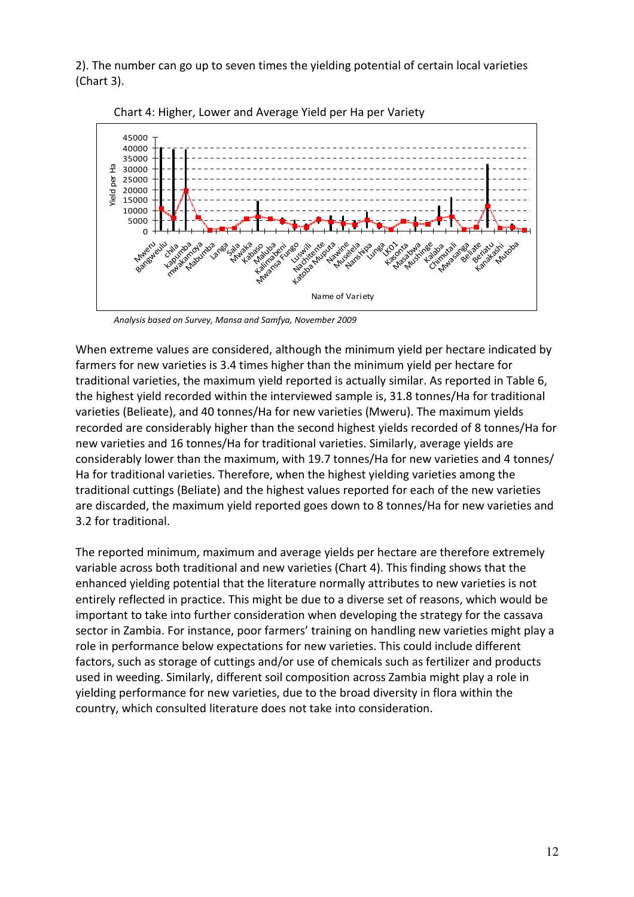2). The number can go up to seven times the yielding potential of certain local varieties (Chart 3).

Chart 4: Higher, Lower and Average Yield per Ha per Variety

*Analysis based on Survey, Mansa and Samfya, November 2009*

When extreme values are considered, although the minimum yield per hectare indicated by farmers for new varieties is 3.4 times higher than the minimum yield per hectare for traditional varieties, the maximum yield reported is actually similar. As reported in Table 6, the highest yield recorded within the interviewed sample is, 31.8 tonnes/Ha for traditional varieties (Belieate), and 40 tonnes/Ha for new varieties (Mweru). The maximum yields recorded are considerably higher than the second highest yields recorded of 8 tonnes/Ha for new varieties and 16 tonnes/Ha for traditional varieties. Similarly, average yields are considerably lower than the maximum, with 19.7 tonnes/Ha for new varieties and 4 tonnes/Ha for traditional varieties. Therefore, when the highest yielding varieties among the traditional cuttings (Beliate) and the highest values reported for each of the new varieties are discarded, the maximum yield reported goes down to 8 tonnes/Ha for new varieties and 3.2 for traditional.

The reported minimum, maximum and average yields per hectare are therefore extremely variable across both traditional and new varieties (Chart 4). This finding shows that the enhanced yielding potential that the literature normally attributes to new varieties is not entirely reflected in practice. This might be due to a diverse set of reasons, which would be important to take into further consideration when developing the strategy for the cassava sector in Zambia. For instance, poor farmers' training on handling new varieties might play a role in performance below expectations for new varieties. This could include different factors, such as storage of cuttings and/or use of chemicals such as fertilizer and products used in weeding. Similarly, different soil composition across Zambia might play a role in yielding performance for new varieties, due to the broad diversity in flora within the country, which consulted literature does not take into consideration.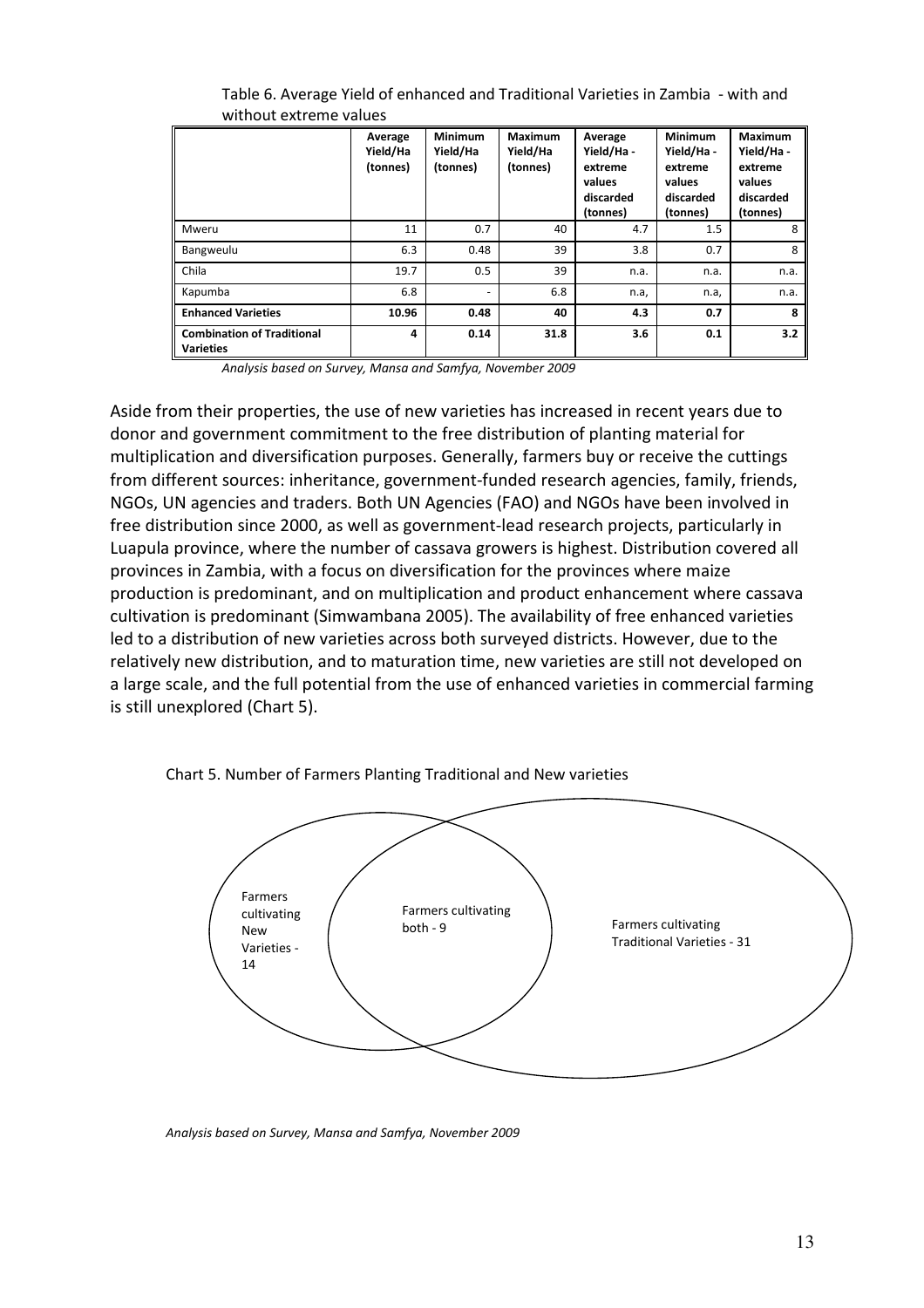Table 6. Average Yield of enhanced and Traditional Varieties in Zambia - with and without extreme values

| | Average Yield/Ha (tonnes) | Minimum Yield/Ha (tonnes) | Maximum Yield/Ha (tonnes) | Average Yield/Ha - extreme values discarded (tonnes) | Minimum Yield/Ha - extreme values discarded (tonnes) | Maximum Yield/Ha - extreme values discarded (tonnes) |
|---|---|---|---|---|---|---|
| Mweru | 11 | 0.7 | 40 | 4.7 | 1.5 | 8 |
| Bangweulu | 6.3 | 0.48 | 39 | 3.8 | 0.7 | 8 |
| Chila | 19.7 | 0.5 | 39 | n.a. | n.a. | n.a. |
| Kapumba | 6.8 | - | 6.8 | n.a, | n.a, | n.a. |
| **Enhanced Varieties** | **10.96** | **0.48** | **40** | **4.3** | **0.7** | **8** |
| **Combination of Traditional Varieties** | **4** | **0.14** | **31.8** | **3.6** | **0.1** | **3.2** |

*Analysis based on Survey, Mansa and Samfya, November 2009*

Aside from their properties, the use of new varieties has increased in recent years due to donor and government commitment to the free distribution of planting material for multiplication and diversification purposes. Generally, farmers buy or receive the cuttings from different sources: inheritance, government-funded research agencies, family, friends, NGOs, UN agencies and traders. Both UN Agencies (FAO) and NGOs have been involved in free distribution since 2000, as well as government-lead research projects, particularly in Luapula province, where the number of cassava growers is highest. Distribution covered all provinces in Zambia, with a focus on diversification for the provinces where maize production is predominant, and on multiplication and product enhancement where cassava cultivation is predominant (Simwambana 2005). The availability of free enhanced varieties led to a distribution of new varieties across both surveyed districts. However, due to the relatively new distribution, and to maturation time, new varieties are still not developed on a large scale, and the full potential from the use of enhanced varieties in commercial farming is still unexplored (Chart 5).

Chart 5. Number of Farmers Planting Traditional and New varieties

Farmers cultivating New Varieties - 14

Farmers cultivating both - 9

Farmers cultivating Traditional Varieties - 31

*Analysis based on Survey, Mansa and Samfya, November 2009*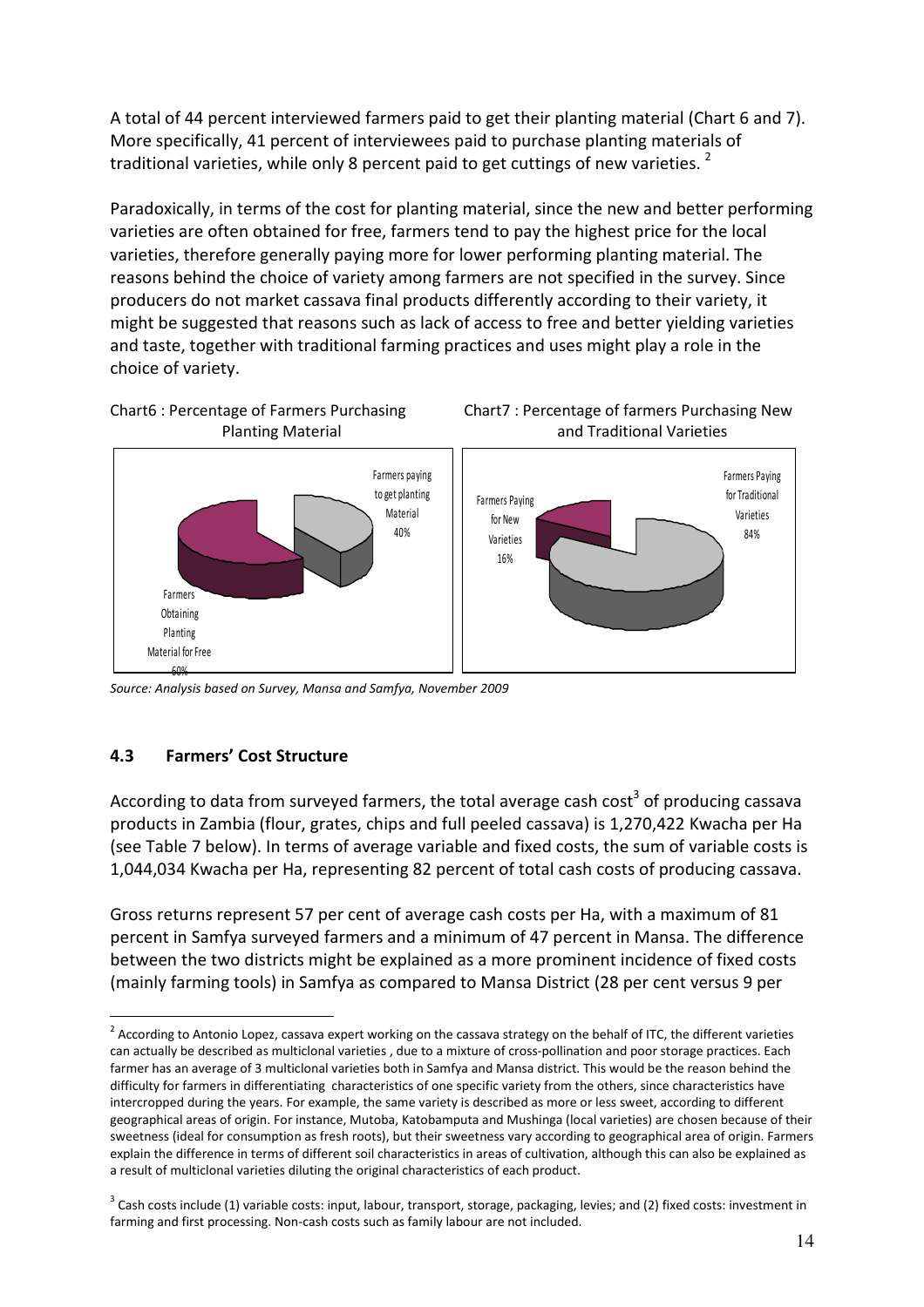A total of 44 percent interviewed farmers paid to get their planting material (Chart 6 and 7). More specifically, 41 percent of interviewees paid to purchase planting materials of traditional varieties, while only 8 percent paid to get cuttings of new varieties. [2]

Paradoxically, in terms of the cost for planting material, since the new and better performing varieties are often obtained for free, farmers tend to pay the highest price for the local varieties, therefore generally paying more for lower performing planting material. The reasons behind the choice of variety among farmers are not specified in the survey. Since producers do not market cassava final products differently according to their variety, it might be suggested that reasons such as lack of access to free and better yielding varieties and taste, together with traditional farming practices and uses might play a role in the choice of variety.

Chart6 : Percentage of Farmers Purchasing Planting Material

Farmers paying to get planting Material 40%

Farmers Obtaining Planting Material for Free 60%

Chart7 : Percentage of farmers Purchasing New and Traditional Varieties

Farmers Paying for New Varieties 16%

Farmers Paying for Traditional Varieties 84%

*Source: Analysis based on Survey, Mansa and Samfya, November 2009*

### 4.3 Farmers' Cost Structure

According to data from surveyed farmers, the total average cash cost[3] of producing cassava products in Zambia (flour, grates, chips and full peeled cassava) is 1,270,422 Kwacha per Ha (see Table 7 below). In terms of average variable and fixed costs, the sum of variable costs is 1,044,034 Kwacha per Ha, representing 82 percent of total cash costs of producing cassava.

Gross returns represent 57 per cent of average cash costs per Ha, with a maximum of 81 percent in Samfya surveyed farmers and a minimum of 47 percent in Mansa. The difference between the two districts might be explained as a more prominent incidence of fixed costs (mainly farming tools) in Samfya as compared to Mansa District (28 per cent versus 9 per

---

[2] According to Antonio Lopez, cassava expert working on the cassava strategy on the behalf of ITC, the different varieties can actually be described as multiclonal varieties , due to a mixture of cross-pollination and poor storage practices. Each farmer has an average of 3 multiclonal varieties both in Samfya and Mansa district. This would be the reason behind the difficulty for farmers in differentiating characteristics of one specific variety from the others, since characteristics have intercropped during the years. For example, the same variety is described as more or less sweet, according to different geographical areas of origin. For instance, Mutoba, Katobamputa and Mushinga (local varieties) are chosen because of their sweetness (ideal for consumption as fresh roots), but their sweetness vary according to geographical area of origin. Farmers explain the difference in terms of different soil characteristics in areas of cultivation, although this can also be explained as a result of multiclonal varieties diluting the original characteristics of each product.

[3] Cash costs include (1) variable costs: input, labour, transport, storage, packaging, levies; and (2) fixed costs: investment in farming and first processing. Non-cash costs such as family labour are not included.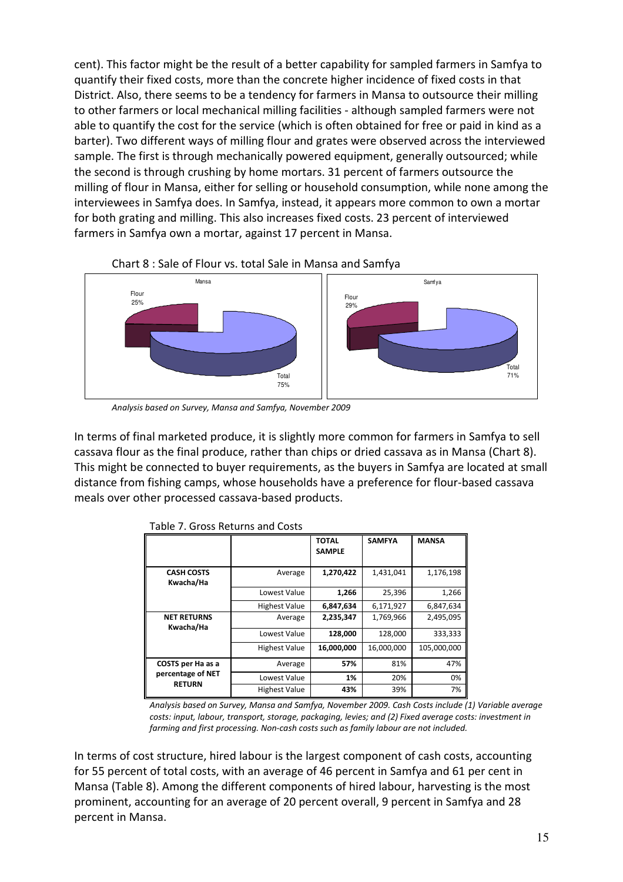cent). This factor might be the result of a better capability for sampled farmers in Samfya to quantify their fixed costs, more than the concrete higher incidence of fixed costs in that District. Also, there seems to be a tendency for farmers in Mansa to outsource their milling to other farmers or local mechanical milling facilities - although sampled farmers were not able to quantify the cost for the service (which is often obtained for free or paid in kind as a barter). Two different ways of milling flour and grates were observed across the interviewed sample. The first is through mechanically powered equipment, generally outsourced; while the second is through crushing by home mortars. 31 percent of farmers outsource the milling of flour in Mansa, either for selling or household consumption, while none among the interviewees in Samfya does. In Samfya, instead, it appears more common to own a mortar for both grating and milling. This also increases fixed costs. 23 percent of interviewed farmers in Samfya own a mortar, against 17 percent in Mansa.

Chart 8 : Sale of Flour vs. total Sale in Mansa and Samfya

Mansa: Flour 25%, Total 75%

Samfya: Flour 29%, Total 71%

*Analysis based on Survey, Mansa and Samfya, November 2009*

In terms of final marketed produce, it is slightly more common for farmers in Samfya to sell cassava flour as the final produce, rather than chips or dried cassava as in Mansa (Chart 8). This might be connected to buyer requirements, as the buyers in Samfya are located at small distance from fishing camps, whose households have a preference for flour-based cassava meals over other processed cassava-based products.

Table 7. Gross Returns and Costs

| | | **TOTAL SAMPLE** | **SAMFYA** | **MANSA** |
|---|---|---|---|---|
| **CASH COSTS Kwacha/Ha** | Average | **1,270,422** | 1,431,041 | 1,176,198 |
| | Lowest Value | **1,266** | 25,396 | 1,266 |
| | Highest Value | **6,847,634** | 6,171,927 | 6,847,634 |
| **NET RETURNS Kwacha/Ha** | Average | **2,235,347** | 1,769,966 | 2,495,095 |
| | Lowest Value | **128,000** | 128,000 | 333,333 |
| | Highest Value | **16,000,000** | 16,000,000 | 105,000,000 |
| **COSTS per Ha as a percentage of NET RETURN** | Average | **57%** | 81% | 47% |
| | Lowest Value | **1%** | 20% | 0% |
| | Highest Value | **43%** | 39% | 7% |

*Analysis based on Survey, Mansa and Samfya, November 2009. Cash Costs include (1) Variable average costs: input, labour, transport, storage, packaging, levies; and (2) Fixed average costs: investment in farming and first processing. Non-cash costs such as family labour are not included.*

In terms of cost structure, hired labour is the largest component of cash costs, accounting for 55 percent of total costs, with an average of 46 percent in Samfya and 61 per cent in Mansa (Table 8). Among the different components of hired labour, harvesting is the most prominent, accounting for an average of 20 percent overall, 9 percent in Samfya and 28 percent in Mansa.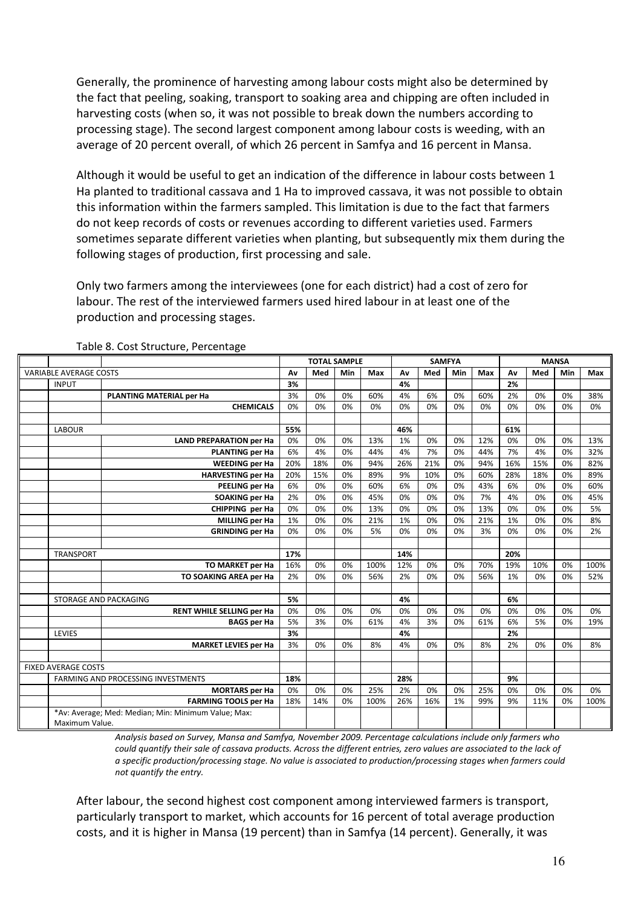Generally, the prominence of harvesting among labour costs might also be determined by the fact that peeling, soaking, transport to soaking area and chipping are often included in harvesting costs (when so, it was not possible to break down the numbers according to processing stage). The second largest component among labour costs is weeding, with an average of 20 percent overall, of which 26 percent in Samfya and 16 percent in Mansa.

Although it would be useful to get an indication of the difference in labour costs between 1 Ha planted to traditional cassava and 1 Ha to improved cassava, it was not possible to obtain this information within the farmers sampled. This limitation is due to the fact that farmers do not keep records of costs or revenues according to different varieties used. Farmers sometimes separate different varieties when planting, but subsequently mix them during the following stages of production, first processing and sale.

Only two farmers among the interviewees (one for each district) had a cost of zero for labour. The rest of the interviewed farmers used hired labour in at least one of the production and processing stages.

Table 8. Cost Structure, Percentage

| | | | TOTAL SAMPLE | | | | SAMFYA | | | | MANSA | | | |
|---|---|---|---|---|---|---|---|---|---|---|---|---|---|---|
| VARIABLE AVERAGE COSTS | | | Av | Med | Min | Max | Av | Med | Min | Max | Av | Med | Min | Max |
| | INPUT | | 3% | | | | 4% | | | | 2% | | | |
| | | **PLANTING MATERIAL per Ha** | 3% | 0% | 0% | 60% | 4% | 6% | 0% | 60% | 2% | 0% | 0% | 38% |
| | | **CHEMICALS** | 0% | 0% | 0% | 0% | 0% | 0% | 0% | 0% | 0% | 0% | 0% | 0% |
| | LABOUR | | 55% | | | | 46% | | | | 61% | | | |
| | | **LAND PREPARATION per Ha** | 0% | 0% | 0% | 13% | 1% | 0% | 0% | 12% | 0% | 0% | 0% | 13% |
| | | **PLANTING per Ha** | 6% | 4% | 0% | 44% | 4% | 7% | 0% | 44% | 7% | 4% | 0% | 32% |
| | | **WEEDING per Ha** | 20% | 18% | 0% | 94% | 26% | 21% | 0% | 94% | 16% | 15% | 0% | 82% |
| | | **HARVESTING per Ha** | 20% | 15% | 0% | 89% | 9% | 10% | 0% | 60% | 28% | 18% | 0% | 89% |
| | | **PEELING per Ha** | 6% | 0% | 0% | 60% | 6% | 0% | 0% | 43% | 6% | 0% | 0% | 60% |
| | | **SOAKING per Ha** | 2% | 0% | 0% | 45% | 0% | 0% | 0% | 7% | 4% | 0% | 0% | 45% |
| | | **CHIPPING per Ha** | 0% | 0% | 0% | 13% | 0% | 0% | 0% | 13% | 0% | 0% | 0% | 5% |
| | | **MILLING per Ha** | 1% | 0% | 0% | 21% | 1% | 0% | 0% | 21% | 1% | 0% | 0% | 8% |
| | | **GRINDING per Ha** | 0% | 0% | 0% | 5% | 0% | 0% | 0% | 3% | 0% | 0% | 0% | 2% |
| | TRANSPORT | | 17% | | | | 14% | | | | 20% | | | |
| | | **TO MARKET per Ha** | 16% | 0% | 0% | 100% | 12% | 0% | 0% | 70% | 19% | 10% | 0% | 100% |
| | | **TO SOAKING AREA per Ha** | 2% | 0% | 0% | 56% | 2% | 0% | 0% | 56% | 1% | 0% | 0% | 52% |
| | STORAGE AND PACKAGING | | 5% | | | | 4% | | | | 6% | | | |
| | | **RENT WHILE SELLING per Ha** | 0% | 0% | 0% | 0% | 0% | 0% | 0% | 0% | 0% | 0% | 0% | 0% |
| | | **BAGS per Ha** | 5% | 3% | 0% | 61% | 4% | 3% | 0% | 61% | 6% | 5% | 0% | 19% |
| | LEVIES | | 3% | | | | 4% | | | | 2% | | | |
| | | **MARKET LEVIES per Ha** | 3% | 0% | 0% | 8% | 4% | 0% | 0% | 8% | 2% | 0% | 0% | 8% |
| FIXED AVERAGE COSTS | | | | | | | | | | | | | | |
| | FARMING AND PROCESSING INVESTMENTS | | 18% | | | | 28% | | | | 9% | | | |
| | | **MORTARS per Ha** | 0% | 0% | 0% | 25% | 2% | 0% | 0% | 25% | 0% | 0% | 0% | 0% |
| | | **FARMING TOOLS per Ha** | 18% | 14% | 0% | 100% | 26% | 16% | 1% | 99% | 9% | 11% | 0% | 100% |
| | *Av: Average; Med: Median; Min: Minimum Value; Max: Maximum Value. | | | | | | | | | | | | | |

*Analysis based on Survey, Mansa and Samfya, November 2009. Percentage calculations include only farmers who could quantify their sale of cassava products. Across the different entries, zero values are associated to the lack of a specific production/processing stage. No value is associated to production/processing stages when farmers could not quantify the entry.*

After labour, the second highest cost component among interviewed farmers is transport, particularly transport to market, which accounts for 16 percent of total average production costs, and it is higher in Mansa (19 percent) than in Samfya (14 percent). Generally, it was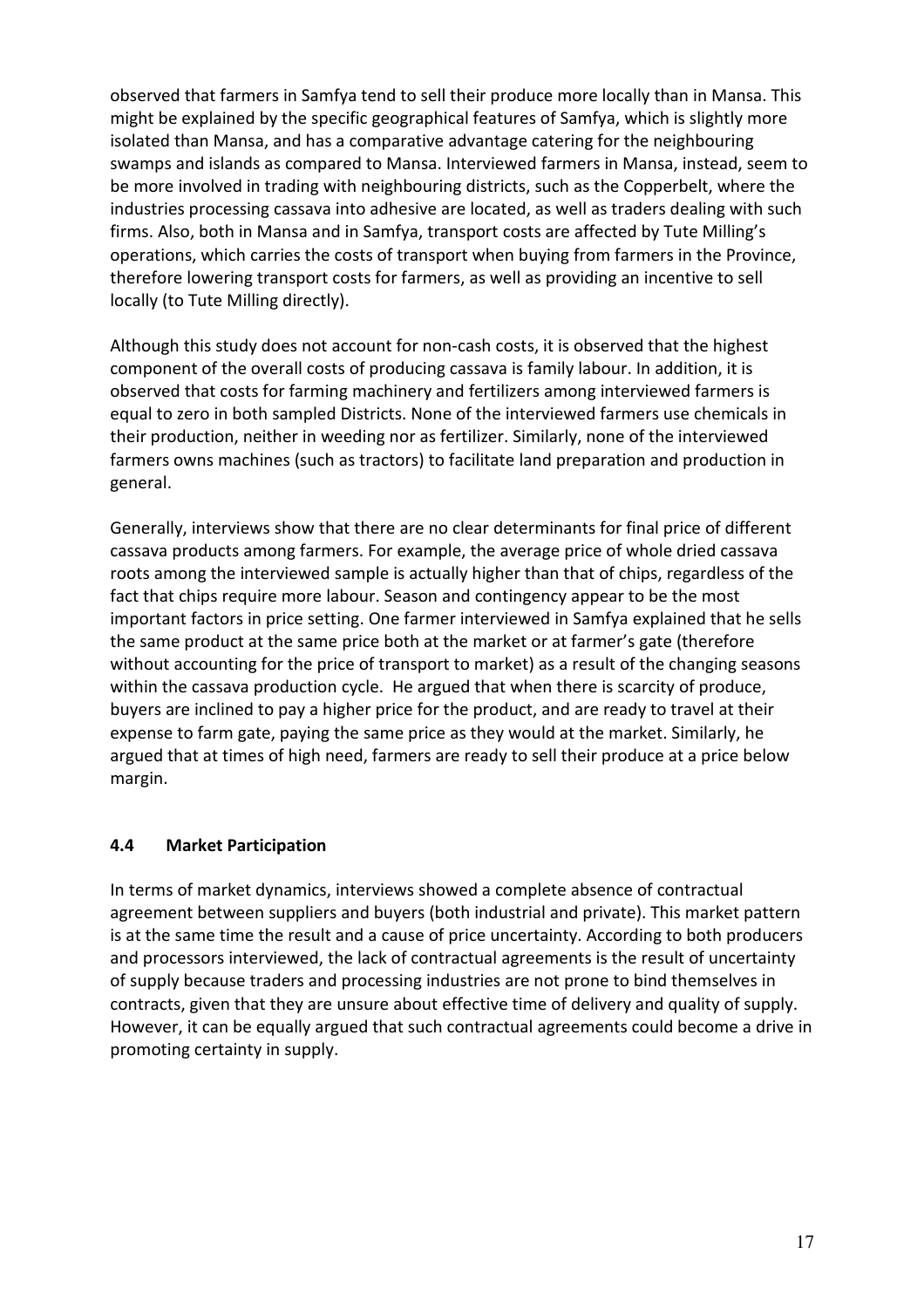observed that farmers in Samfya tend to sell their produce more locally than in Mansa. This might be explained by the specific geographical features of Samfya, which is slightly more isolated than Mansa, and has a comparative advantage catering for the neighbouring swamps and islands as compared to Mansa. Interviewed farmers in Mansa, instead, seem to be more involved in trading with neighbouring districts, such as the Copperbelt, where the industries processing cassava into adhesive are located, as well as traders dealing with such firms. Also, both in Mansa and in Samfya, transport costs are affected by Tute Milling's operations, which carries the costs of transport when buying from farmers in the Province, therefore lowering transport costs for farmers, as well as providing an incentive to sell locally (to Tute Milling directly).

Although this study does not account for non-cash costs, it is observed that the highest component of the overall costs of producing cassava is family labour. In addition, it is observed that costs for farming machinery and fertilizers among interviewed farmers is equal to zero in both sampled Districts. None of the interviewed farmers use chemicals in their production, neither in weeding nor as fertilizer. Similarly, none of the interviewed farmers owns machines (such as tractors) to facilitate land preparation and production in general.

Generally, interviews show that there are no clear determinants for final price of different cassava products among farmers. For example, the average price of whole dried cassava roots among the interviewed sample is actually higher than that of chips, regardless of the fact that chips require more labour. Season and contingency appear to be the most important factors in price setting. One farmer interviewed in Samfya explained that he sells the same product at the same price both at the market or at farmer's gate (therefore without accounting for the price of transport to market) as a result of the changing seasons within the cassava production cycle. He argued that when there is scarcity of produce, buyers are inclined to pay a higher price for the product, and are ready to travel at their expense to farm gate, paying the same price as they would at the market. Similarly, he argued that at times of high need, farmers are ready to sell their produce at a price below margin.

### 4.4 Market Participation

In terms of market dynamics, interviews showed a complete absence of contractual agreement between suppliers and buyers (both industrial and private). This market pattern is at the same time the result and a cause of price uncertainty. According to both producers and processors interviewed, the lack of contractual agreements is the result of uncertainty of supply because traders and processing industries are not prone to bind themselves in contracts, given that they are unsure about effective time of delivery and quality of supply. However, it can be equally argued that such contractual agreements could become a drive in promoting certainty in supply.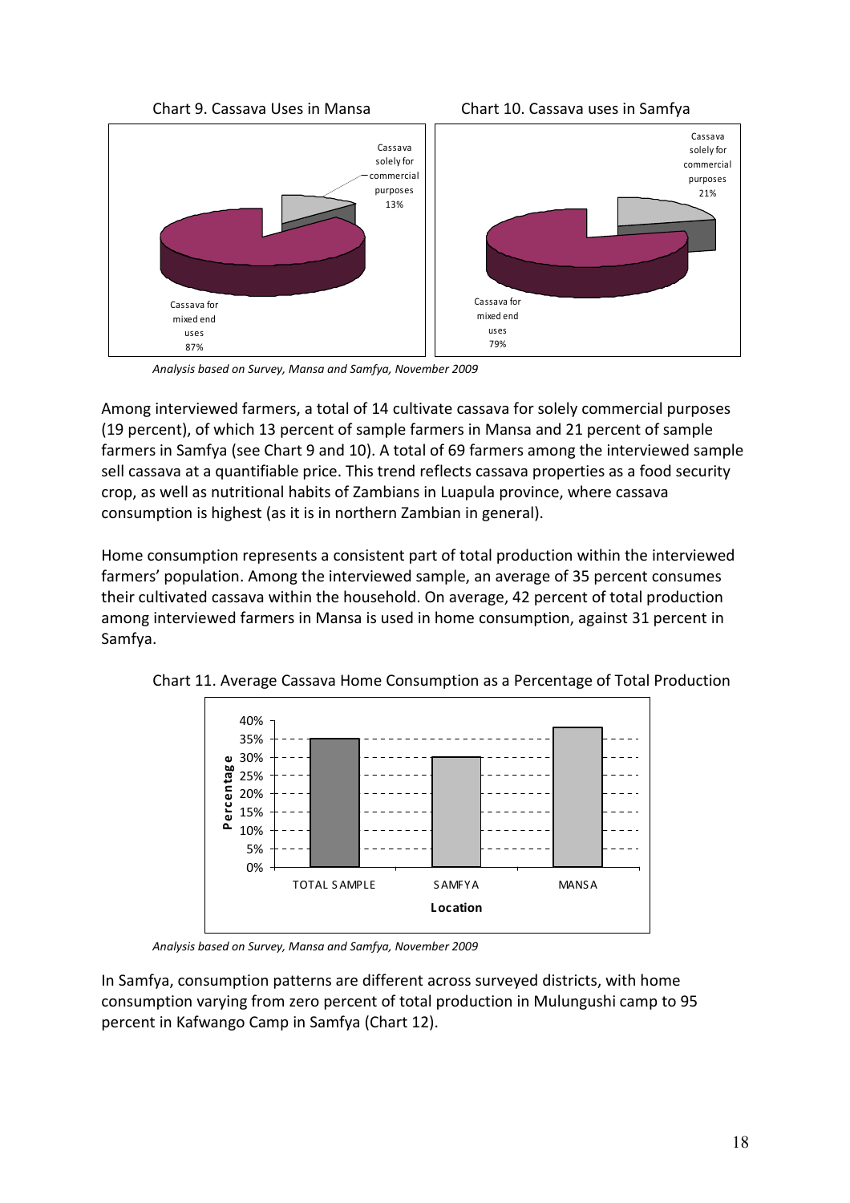Chart 9. Cassava Uses in Mansa

Chart 10. Cassava uses in Samfya

*Analysis based on Survey, Mansa and Samfya, November 2009*

Among interviewed farmers, a total of 14 cultivate cassava for solely commercial purposes (19 percent), of which 13 percent of sample farmers in Mansa and 21 percent of sample farmers in Samfya (see Chart 9 and 10). A total of 69 farmers among the interviewed sample sell cassava at a quantifiable price. This trend reflects cassava properties as a food security crop, as well as nutritional habits of Zambians in Luapula province, where cassava consumption is highest (as it is in northern Zambian in general).

Home consumption represents a consistent part of total production within the interviewed farmers' population. Among the interviewed sample, an average of 35 percent consumes their cultivated cassava within the household. On average, 42 percent of total production among interviewed farmers in Mansa is used in home consumption, against 31 percent in Samfya.

Chart 11. Average Cassava Home Consumption as a Percentage of Total Production

*Analysis based on Survey, Mansa and Samfya, November 2009*

In Samfya, consumption patterns are different across surveyed districts, with home consumption varying from zero percent of total production in Mulungushi camp to 95 percent in Kafwango Camp in Samfya (Chart 12).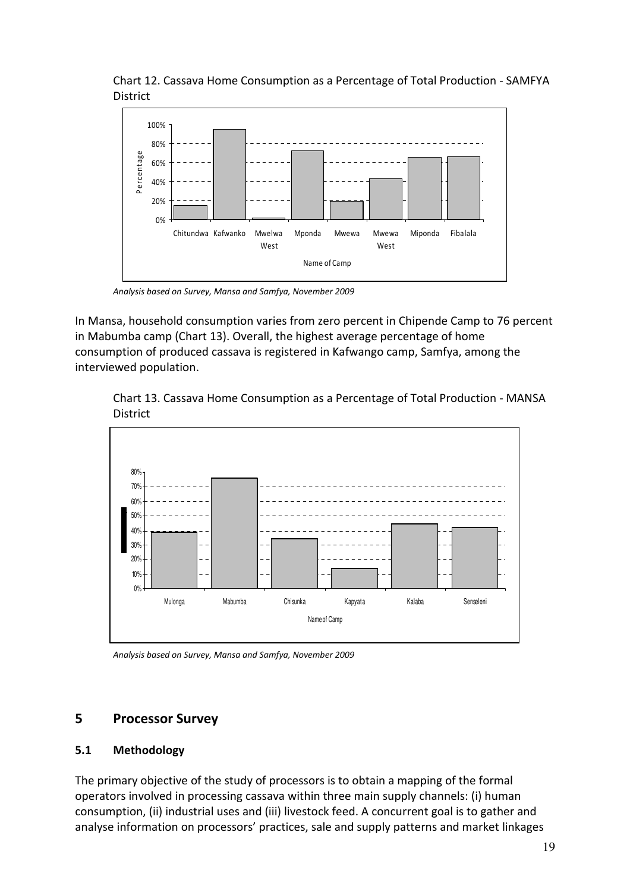Chart 12. Cassava Home Consumption as a Percentage of Total Production - SAMFYA District

*Analysis based on Survey, Mansa and Samfya, November 2009*

In Mansa, household consumption varies from zero percent in Chipende Camp to 76 percent in Mabumba camp (Chart 13). Overall, the highest average percentage of home consumption of produced cassava is registered in Kafwango camp, Samfya, among the interviewed population.

Chart 13. Cassava Home Consumption as a Percentage of Total Production - MANSA District

*Analysis based on Survey, Mansa and Samfya, November 2009*

## 5 Processor Survey

### 5.1 Methodology

The primary objective of the study of processors is to obtain a mapping of the formal operators involved in processing cassava within three main supply channels: (i) human consumption, (ii) industrial uses and (iii) livestock feed. A concurrent goal is to gather and analyse information on processors' practices, sale and supply patterns and market linkages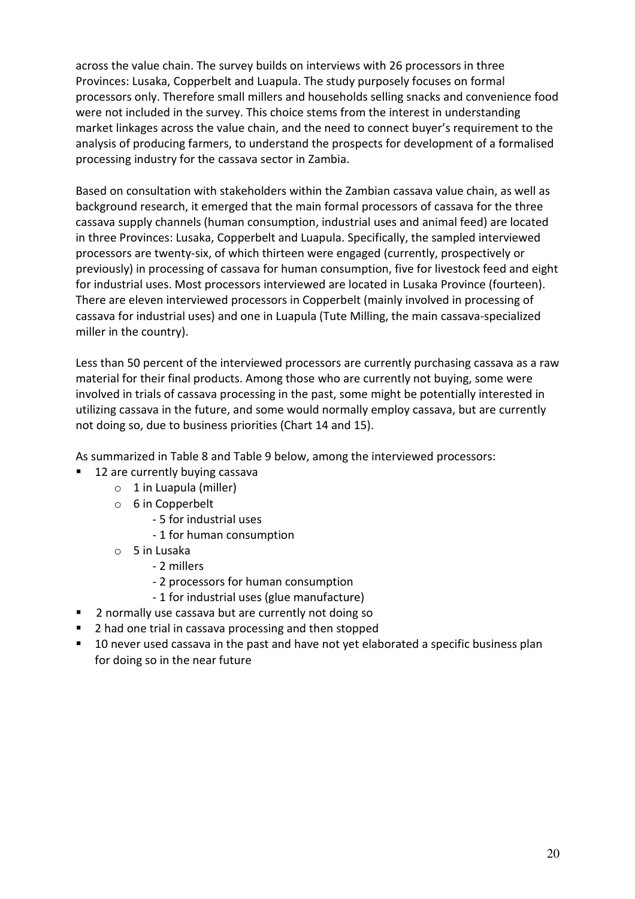across the value chain. The survey builds on interviews with 26 processors in three Provinces: Lusaka, Copperbelt and Luapula. The study purposely focuses on formal processors only. Therefore small millers and households selling snacks and convenience food were not included in the survey. This choice stems from the interest in understanding market linkages across the value chain, and the need to connect buyer's requirement to the analysis of producing farmers, to understand the prospects for development of a formalised processing industry for the cassava sector in Zambia.

Based on consultation with stakeholders within the Zambian cassava value chain, as well as background research, it emerged that the main formal processors of cassava for the three cassava supply channels (human consumption, industrial uses and animal feed) are located in three Provinces: Lusaka, Copperbelt and Luapula. Specifically, the sampled interviewed processors are twenty-six, of which thirteen were engaged (currently, prospectively or previously) in processing of cassava for human consumption, five for livestock feed and eight for industrial uses. Most processors interviewed are located in Lusaka Province (fourteen). There are eleven interviewed processors in Copperbelt (mainly involved in processing of cassava for industrial uses) and one in Luapula (Tute Milling, the main cassava-specialized miller in the country).

Less than 50 percent of the interviewed processors are currently purchasing cassava as a raw material for their final products. Among those who are currently not buying, some were involved in trials of cassava processing in the past, some might be potentially interested in utilizing cassava in the future, and some would normally employ cassava, but are currently not doing so, due to business priorities (Chart 14 and 15).

As summarized in Table 8 and Table 9 below, among the interviewed processors:

- 12 are currently buying cassava
  - 1 in Luapula (miller)
  - 6 in Copperbelt
    - 5 for industrial uses
    - 1 for human consumption
  - 5 in Lusaka
    - 2 millers
    - 2 processors for human consumption
    - 1 for industrial uses (glue manufacture)
- 2 normally use cassava but are currently not doing so
- 2 had one trial in cassava processing and then stopped
- 10 never used cassava in the past and have not yet elaborated a specific business plan for doing so in the near future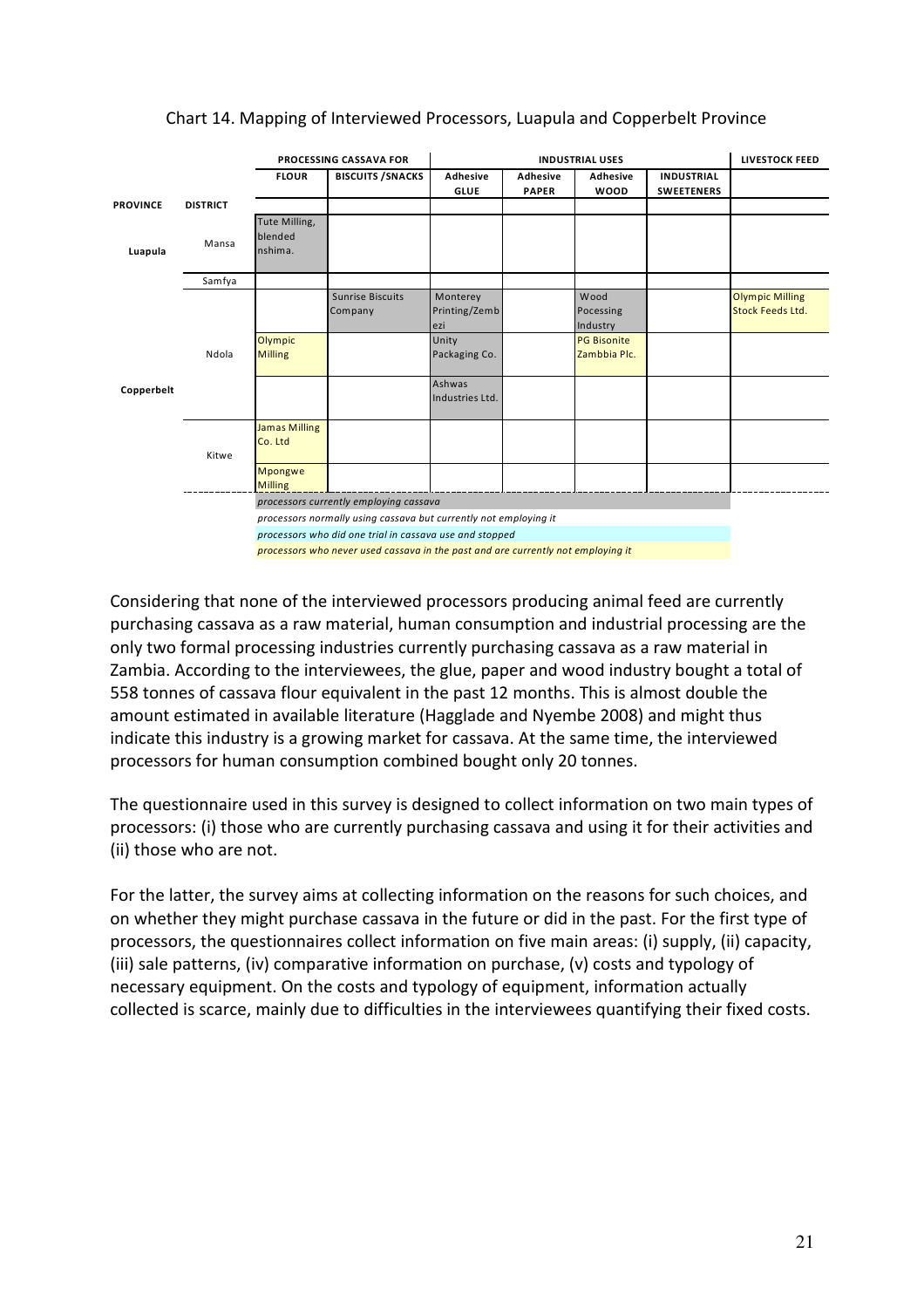Chart 14. Mapping of Interviewed Processors, Luapula and Copperbelt Province

| | | PROCESSING CASSAVA FOR | | INDUSTRIAL USES | | | | LIVESTOCK FEED |
|---|---|---|---|---|---|---|---|---|
| | | FLOUR | BISCUITS /SNACKS | Adhesive GLUE | Adhesive PAPER | Adhesive WOOD | INDUSTRIAL SWEETENERS | |
| PROVINCE | DISTRICT | | | | | | | |
| Luapula | Mansa | Tute Milling, blended nshima. | | | | | | |
| | Samfya | | | | | | | |
| Copperbelt | Ndola | | Sunrise Biscuits Company | Monterey Printing/Zembezi | | Wood Pocessing Industry | | Olympic Milling Stock Feeds Ltd. |
| | | Olympic Milling | | Unity Packaging Co. | | PG Bisonite Zambbia Plc. | | |
| | | | | Ashwas Industries Ltd. | | | | |
| | Kitwe | Jamas Milling Co. Ltd | | | | | | |
| | | Mpongwe Milling | | | | | | |

*processors currently employing cassava*

*processors normally using cassava but currently not employing it*

*processors who did one trial in cassava use and stopped*

*processors who never used cassava in the past and are currently not employing it*

Considering that none of the interviewed processors producing animal feed are currently purchasing cassava as a raw material, human consumption and industrial processing are the only two formal processing industries currently purchasing cassava as a raw material in Zambia. According to the interviewees, the glue, paper and wood industry bought a total of 558 tonnes of cassava flour equivalent in the past 12 months. This is almost double the amount estimated in available literature (Hagglade and Nyembe 2008) and might thus indicate this industry is a growing market for cassava. At the same time, the interviewed processors for human consumption combined bought only 20 tonnes.

The questionnaire used in this survey is designed to collect information on two main types of processors: (i) those who are currently purchasing cassava and using it for their activities and (ii) those who are not.

For the latter, the survey aims at collecting information on the reasons for such choices, and on whether they might purchase cassava in the future or did in the past. For the first type of processors, the questionnaires collect information on five main areas: (i) supply, (ii) capacity, (iii) sale patterns, (iv) comparative information on purchase, (v) costs and typology of necessary equipment. On the costs and typology of equipment, information actually collected is scarce, mainly due to difficulties in the interviewees quantifying their fixed costs.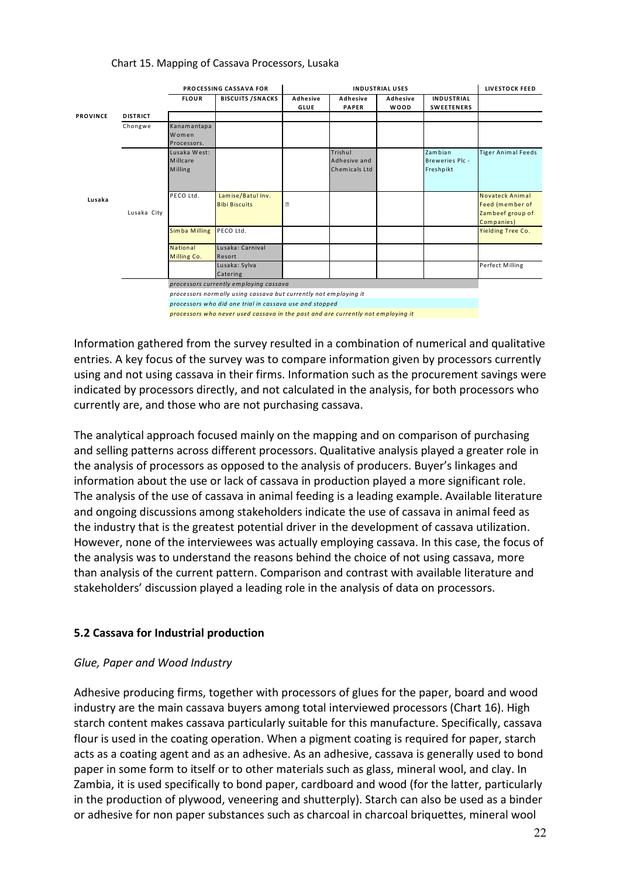Chart 15. Mapping of Cassava Processors, Lusaka

| | | PROCESSING CASSAVA FOR | | INDUSTRIAL USES | | | | LIVESTOCK FEED |
|---|---|---|---|---|---|---|---|---|
| | | FLOUR | BISCUITS /SNACKS | Adhesive GLUE | Adhesive PAPER | Adhesive WOOD | INDUSTRIAL SWEETENERS | |
| PROVINCE | DISTRICT | | | | | | | |
| Lusaka | Chongwe | Kanamantapa Women Processors. | | | | | | |
| | Lusaka City | Lusaka West: Millcare Milling | | | Trishul Adhesive and Chemicals Ltd | | Zambian Breweries Plc - Freshpikt | Tiger Animal Feeds |
| | | PECO Ltd. | Lamise/Batul Inv. Bibi Biscuits | ? | | | | Novateck Animal Feed (member of Zambeef group of Companies) |
| | | Simba Milling | PECO Ltd. | | | | | Yielding Tree Co. |
| | | National Milling Co. | Lusaka: Carnival Resort | | | | | |
| | | | Lusaka: Sylva Catering | | | | | Perfect Milling |

*processors currently employing cassava*

*processors normally using cassava but currently not employing it*

*processors who did one trial in cassava use and stopped*

*processors who never used cassava in the past and are currently not employing it*

Information gathered from the survey resulted in a combination of numerical and qualitative entries. A key focus of the survey was to compare information given by processors currently using and not using cassava in their firms. Information such as the procurement savings were indicated by processors directly, and not calculated in the analysis, for both processors who currently are, and those who are not purchasing cassava.

The analytical approach focused mainly on the mapping and on comparison of purchasing and selling patterns across different processors. Qualitative analysis played a greater role in the analysis of processors as opposed to the analysis of producers. Buyer's linkages and information about the use or lack of cassava in production played a more significant role. The analysis of the use of cassava in animal feeding is a leading example. Available literature and ongoing discussions among stakeholders indicate the use of cassava in animal feed as the industry that is the greatest potential driver in the development of cassava utilization. However, none of the interviewees was actually employing cassava. In this case, the focus of the analysis was to understand the reasons behind the choice of not using cassava, more than analysis of the current pattern. Comparison and contrast with available literature and stakeholders' discussion played a leading role in the analysis of data on processors.

### 5.2 Cassava for Industrial production

*Glue, Paper and Wood Industry*

Adhesive producing firms, together with processors of glues for the paper, board and wood industry are the main cassava buyers among total interviewed processors (Chart 16). High starch content makes cassava particularly suitable for this manufacture. Specifically, cassava flour is used in the coating operation. When a pigment coating is required for paper, starch acts as a coating agent and as an adhesive. As an adhesive, cassava is generally used to bond paper in some form to itself or to other materials such as glass, mineral wool, and clay. In Zambia, it is used specifically to bond paper, cardboard and wood (for the latter, particularly in the production of plywood, veneering and shutterply). Starch can also be used as a binder or adhesive for non paper substances such as charcoal in charcoal briquettes, mineral wool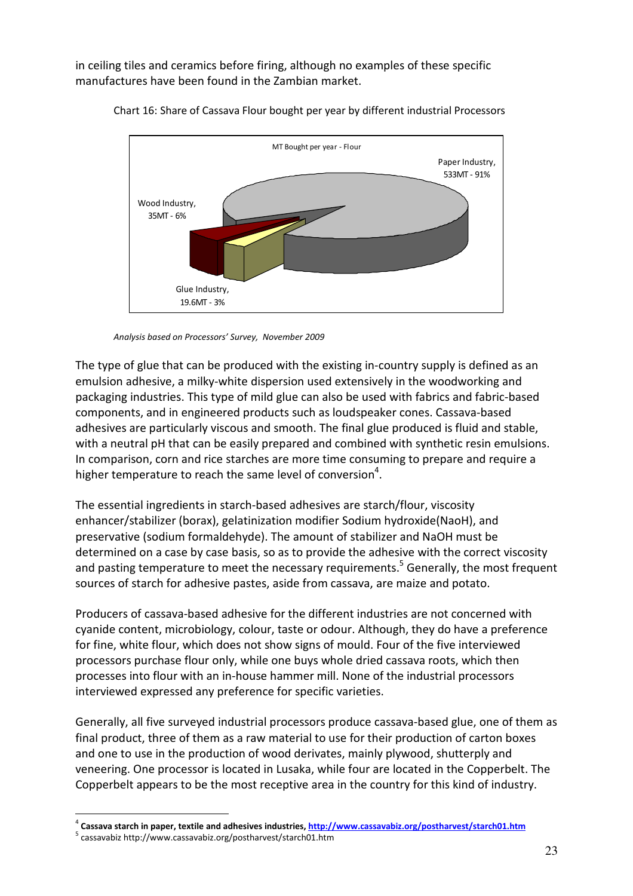in ceiling tiles and ceramics before firing, although no examples of these specific manufactures have been found in the Zambian market.

Chart 16: Share of Cassava Flour bought per year by different industrial Processors

MT Bought per year - Flour

Paper Industry, 533MT - 91%

Wood Industry, 35MT - 6%

Glue Industry, 19.6MT - 3%

*Analysis based on Processors' Survey, November 2009*

The type of glue that can be produced with the existing in-country supply is defined as an emulsion adhesive, a milky-white dispersion used extensively in the woodworking and packaging industries. This type of mild glue can also be used with fabrics and fabric-based components, and in engineered products such as loudspeaker cones. Cassava-based adhesives are particularly viscous and smooth. The final glue produced is fluid and stable, with a neutral pH that can be easily prepared and combined with synthetic resin emulsions. In comparison, corn and rice starches are more time consuming to prepare and require a higher temperature to reach the same level of conversion[4].

The essential ingredients in starch-based adhesives are starch/flour, viscosity enhancer/stabilizer (borax), gelatinization modifier Sodium hydroxide(NaoH), and preservative (sodium formaldehyde). The amount of stabilizer and NaOH must be determined on a case by case basis, so as to provide the adhesive with the correct viscosity and pasting temperature to meet the necessary requirements.[5] Generally, the most frequent sources of starch for adhesive pastes, aside from cassava, are maize and potato.

Producers of cassava-based adhesive for the different industries are not concerned with cyanide content, microbiology, colour, taste or odour. Although, they do have a preference for fine, white flour, which does not show signs of mould. Four of the five interviewed processors purchase flour only, while one buys whole dried cassava roots, which then processes into flour with an in-house hammer mill. None of the industrial processors interviewed expressed any preference for specific varieties.

Generally, all five surveyed industrial processors produce cassava-based glue, one of them as final product, three of them as a raw material to use for their production of carton boxes and one to use in the production of wood derivates, mainly plywood, shutterply and veneering. One processor is located in Lusaka, while four are located in the Copperbelt. The Copperbelt appears to be the most receptive area in the country for this kind of industry.

---

[4] **Cassava starch in paper, textile and adhesives industries, http://www.cassavabiz.org/postharvest/starch01.htm**

[5] cassavabiz http://www.cassavabiz.org/postharvest/starch01.htm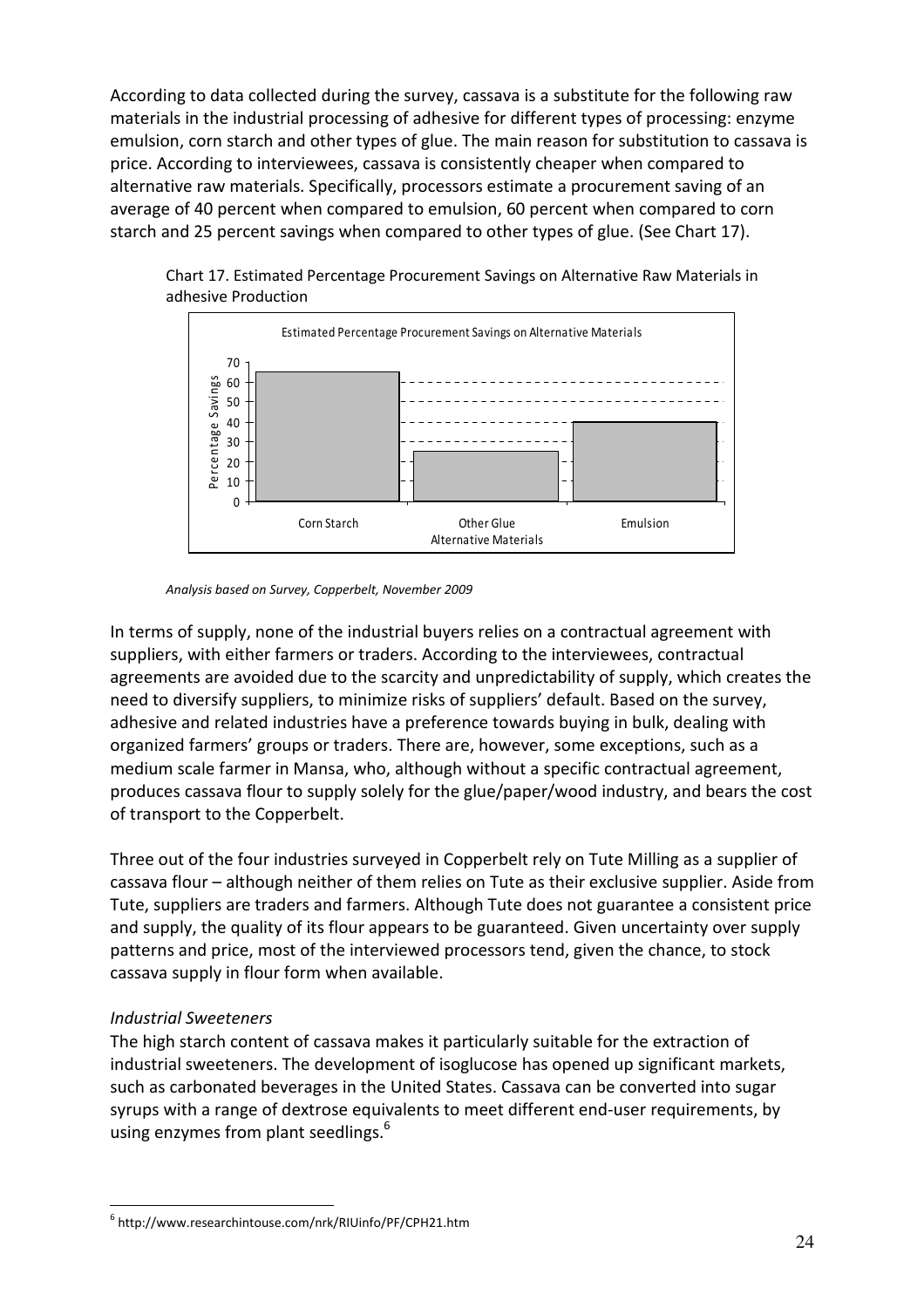According to data collected during the survey, cassava is a substitute for the following raw materials in the industrial processing of adhesive for different types of processing: enzyme emulsion, corn starch and other types of glue. The main reason for substitution to cassava is price. According to interviewees, cassava is consistently cheaper when compared to alternative raw materials. Specifically, processors estimate a procurement saving of an average of 40 percent when compared to emulsion, 60 percent when compared to corn starch and 25 percent savings when compared to other types of glue. (See Chart 17).

Chart 17. Estimated Percentage Procurement Savings on Alternative Raw Materials in adhesive Production

*Analysis based on Survey, Copperbelt, November 2009*

In terms of supply, none of the industrial buyers relies on a contractual agreement with suppliers, with either farmers or traders. According to the interviewees, contractual agreements are avoided due to the scarcity and unpredictability of supply, which creates the need to diversify suppliers, to minimize risks of suppliers' default. Based on the survey, adhesive and related industries have a preference towards buying in bulk, dealing with organized farmers' groups or traders. There are, however, some exceptions, such as a medium scale farmer in Mansa, who, although without a specific contractual agreement, produces cassava flour to supply solely for the glue/paper/wood industry, and bears the cost of transport to the Copperbelt.

Three out of the four industries surveyed in Copperbelt rely on Tute Milling as a supplier of cassava flour – although neither of them relies on Tute as their exclusive supplier. Aside from Tute, suppliers are traders and farmers. Although Tute does not guarantee a consistent price and supply, the quality of its flour appears to be guaranteed. Given uncertainty over supply patterns and price, most of the interviewed processors tend, given the chance, to stock cassava supply in flour form when available.

*Industrial Sweeteners*

The high starch content of cassava makes it particularly suitable for the extraction of industrial sweeteners. The development of isoglucose has opened up significant markets, such as carbonated beverages in the United States. Cassava can be converted into sugar syrups with a range of dextrose equivalents to meet different end-user requirements, by using enzymes from plant seedlings.[6]

[6] http://www.researchintouse.com/nrk/RIUinfo/PF/CPH21.htm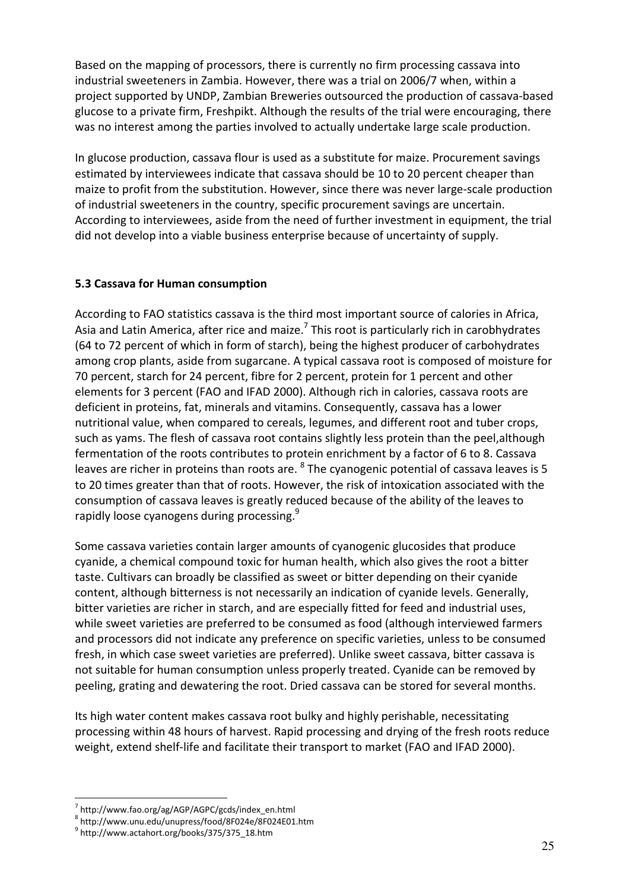Based on the mapping of processors, there is currently no firm processing cassava into industrial sweeteners in Zambia. However, there was a trial on 2006/7 when, within a project supported by UNDP, Zambian Breweries outsourced the production of cassava-based glucose to a private firm, Freshpikt. Although the results of the trial were encouraging, there was no interest among the parties involved to actually undertake large scale production.

In glucose production, cassava flour is used as a substitute for maize. Procurement savings estimated by interviewees indicate that cassava should be 10 to 20 percent cheaper than maize to profit from the substitution. However, since there was never large-scale production of industrial sweeteners in the country, specific procurement savings are uncertain. According to interviewees, aside from the need of further investment in equipment, the trial did not develop into a viable business enterprise because of uncertainty of supply.

### 5.3 Cassava for Human consumption

According to FAO statistics cassava is the third most important source of calories in Africa, Asia and Latin America, after rice and maize.[7] This root is particularly rich in carobhydrates (64 to 72 percent of which in form of starch), being the highest producer of carbohydrates among crop plants, aside from sugarcane. A typical cassava root is composed of moisture for 70 percent, starch for 24 percent, fibre for 2 percent, protein for 1 percent and other elements for 3 percent (FAO and IFAD 2000). Although rich in calories, cassava roots are deficient in proteins, fat, minerals and vitamins. Consequently, cassava has a lower nutritional value, when compared to cereals, legumes, and different root and tuber crops, such as yams. The flesh of cassava root contains slightly less protein than the peel,although fermentation of the roots contributes to protein enrichment by a factor of 6 to 8. Cassava leaves are richer in proteins than roots are. [8] The cyanogenic potential of cassava leaves is 5 to 20 times greater than that of roots. However, the risk of intoxication associated with the consumption of cassava leaves is greatly reduced because of the ability of the leaves to rapidly loose cyanogens during processing.[9]

Some cassava varieties contain larger amounts of cyanogenic glucosides that produce cyanide, a chemical compound toxic for human health, which also gives the root a bitter taste. Cultivars can broadly be classified as sweet or bitter depending on their cyanide content, although bitterness is not necessarily an indication of cyanide levels. Generally, bitter varieties are richer in starch, and are especially fitted for feed and industrial uses, while sweet varieties are preferred to be consumed as food (although interviewed farmers and processors did not indicate any preference on specific varieties, unless to be consumed fresh, in which case sweet varieties are preferred). Unlike sweet cassava, bitter cassava is not suitable for human consumption unless properly treated. Cyanide can be removed by peeling, grating and dewatering the root. Dried cassava can be stored for several months.

Its high water content makes cassava root bulky and highly perishable, necessitating processing within 48 hours of harvest. Rapid processing and drying of the fresh roots reduce weight, extend shelf-life and facilitate their transport to market (FAO and IFAD 2000).

---

[7] http://www.fao.org/ag/AGP/AGPC/gcds/index_en.html

[8] http://www.unu.edu/unupress/food/8F024e/8F024E01.htm

[9] http://www.actahort.org/books/375/375_18.htm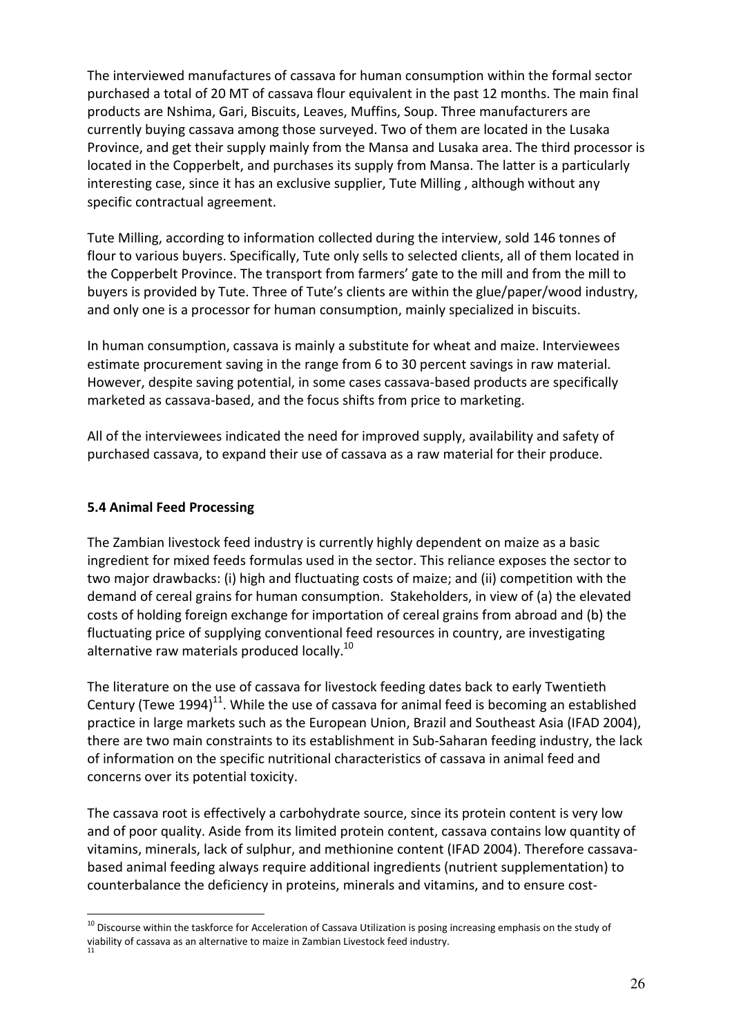The interviewed manufactures of cassava for human consumption within the formal sector purchased a total of 20 MT of cassava flour equivalent in the past 12 months. The main final products are Nshima, Gari, Biscuits, Leaves, Muffins, Soup. Three manufacturers are currently buying cassava among those surveyed. Two of them are located in the Lusaka Province, and get their supply mainly from the Mansa and Lusaka area. The third processor is located in the Copperbelt, and purchases its supply from Mansa. The latter is a particularly interesting case, since it has an exclusive supplier, Tute Milling , although without any specific contractual agreement.

Tute Milling, according to information collected during the interview, sold 146 tonnes of flour to various buyers. Specifically, Tute only sells to selected clients, all of them located in the Copperbelt Province. The transport from farmers' gate to the mill and from the mill to buyers is provided by Tute. Three of Tute's clients are within the glue/paper/wood industry, and only one is a processor for human consumption, mainly specialized in biscuits.

In human consumption, cassava is mainly a substitute for wheat and maize. Interviewees estimate procurement saving in the range from 6 to 30 percent savings in raw material. However, despite saving potential, in some cases cassava-based products are specifically marketed as cassava-based, and the focus shifts from price to marketing.

All of the interviewees indicated the need for improved supply, availability and safety of purchased cassava, to expand their use of cassava as a raw material for their produce.

### 5.4 Animal Feed Processing

The Zambian livestock feed industry is currently highly dependent on maize as a basic ingredient for mixed feeds formulas used in the sector. This reliance exposes the sector to two major drawbacks: (i) high and fluctuating costs of maize; and (ii) competition with the demand of cereal grains for human consumption. Stakeholders, in view of (a) the elevated costs of holding foreign exchange for importation of cereal grains from abroad and (b) the fluctuating price of supplying conventional feed resources in country, are investigating alternative raw materials produced locally.[10]

The literature on the use of cassava for livestock feeding dates back to early Twentieth Century (Tewe 1994)[11]. While the use of cassava for animal feed is becoming an established practice in large markets such as the European Union, Brazil and Southeast Asia (IFAD 2004), there are two main constraints to its establishment in Sub-Saharan feeding industry, the lack of information on the specific nutritional characteristics of cassava in animal feed and concerns over its potential toxicity.

The cassava root is effectively a carbohydrate source, since its protein content is very low and of poor quality. Aside from its limited protein content, cassava contains low quantity of vitamins, minerals, lack of sulphur, and methionine content (IFAD 2004). Therefore cassava-based animal feeding always require additional ingredients (nutrient supplementation) to counterbalance the deficiency in proteins, minerals and vitamins, and to ensure cost-

[10] Discourse within the taskforce for Acceleration of Cassava Utilization is posing increasing emphasis on the study of viability of cassava as an alternative to maize in Zambian Livestock feed industry.

[11]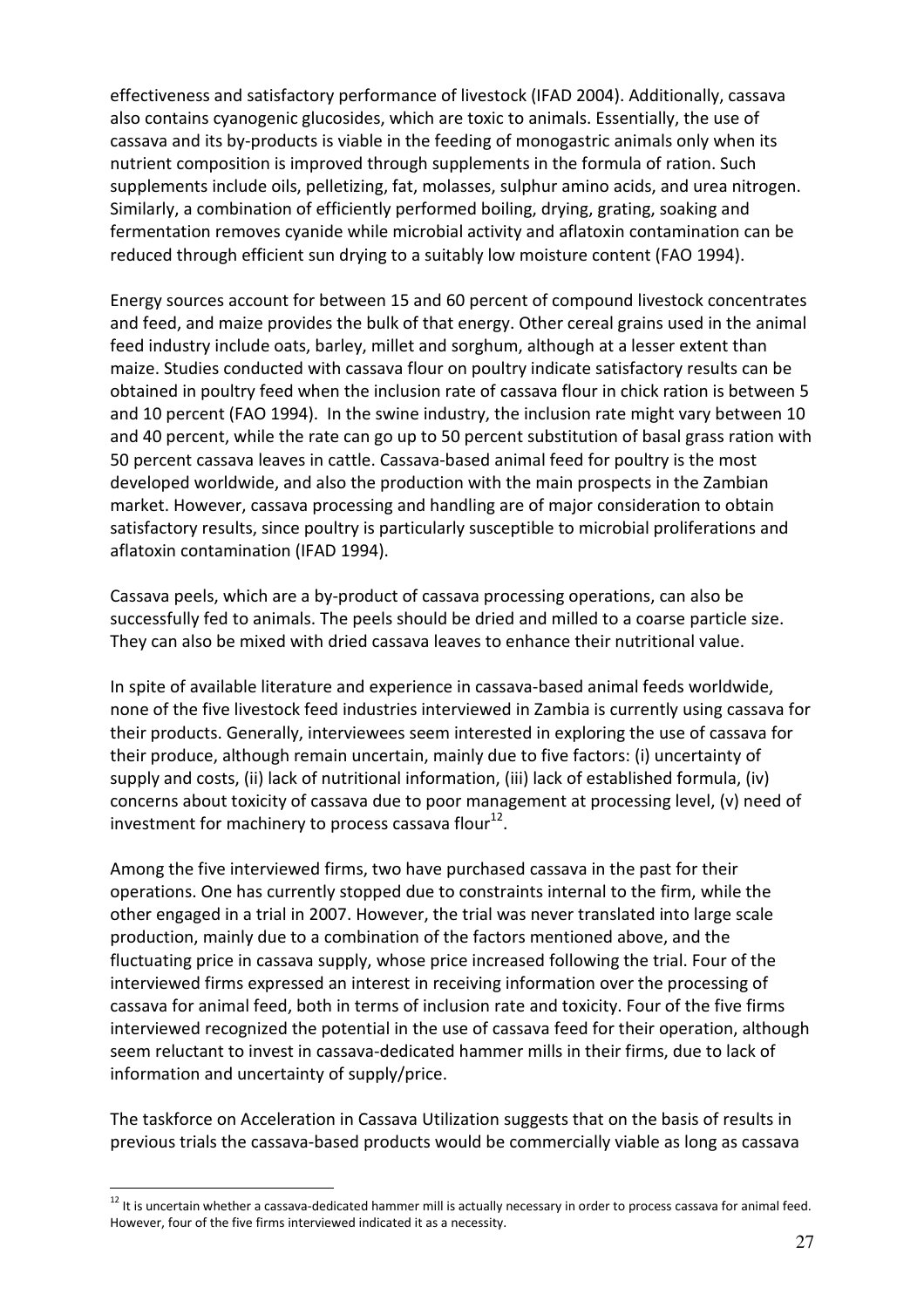effectiveness and satisfactory performance of livestock (IFAD 2004). Additionally, cassava also contains cyanogenic glucosides, which are toxic to animals. Essentially, the use of cassava and its by-products is viable in the feeding of monogastric animals only when its nutrient composition is improved through supplements in the formula of ration. Such supplements include oils, pelletizing, fat, molasses, sulphur amino acids, and urea nitrogen. Similarly, a combination of efficiently performed boiling, drying, grating, soaking and fermentation removes cyanide while microbial activity and aflatoxin contamination can be reduced through efficient sun drying to a suitably low moisture content (FAO 1994).

Energy sources account for between 15 and 60 percent of compound livestock concentrates and feed, and maize provides the bulk of that energy. Other cereal grains used in the animal feed industry include oats, barley, millet and sorghum, although at a lesser extent than maize. Studies conducted with cassava flour on poultry indicate satisfactory results can be obtained in poultry feed when the inclusion rate of cassava flour in chick ration is between 5 and 10 percent (FAO 1994). In the swine industry, the inclusion rate might vary between 10 and 40 percent, while the rate can go up to 50 percent substitution of basal grass ration with 50 percent cassava leaves in cattle. Cassava-based animal feed for poultry is the most developed worldwide, and also the production with the main prospects in the Zambian market. However, cassava processing and handling are of major consideration to obtain satisfactory results, since poultry is particularly susceptible to microbial proliferations and aflatoxin contamination (IFAD 1994).

Cassava peels, which are a by-product of cassava processing operations, can also be successfully fed to animals. The peels should be dried and milled to a coarse particle size. They can also be mixed with dried cassava leaves to enhance their nutritional value.

In spite of available literature and experience in cassava-based animal feeds worldwide, none of the five livestock feed industries interviewed in Zambia is currently using cassava for their products. Generally, interviewees seem interested in exploring the use of cassava for their produce, although remain uncertain, mainly due to five factors: (i) uncertainty of supply and costs, (ii) lack of nutritional information, (iii) lack of established formula, (iv) concerns about toxicity of cassava due to poor management at processing level, (v) need of investment for machinery to process cassava flour[12].

Among the five interviewed firms, two have purchased cassava in the past for their operations. One has currently stopped due to constraints internal to the firm, while the other engaged in a trial in 2007. However, the trial was never translated into large scale production, mainly due to a combination of the factors mentioned above, and the fluctuating price in cassava supply, whose price increased following the trial. Four of the interviewed firms expressed an interest in receiving information over the processing of cassava for animal feed, both in terms of inclusion rate and toxicity. Four of the five firms interviewed recognized the potential in the use of cassava feed for their operation, although seem reluctant to invest in cassava-dedicated hammer mills in their firms, due to lack of information and uncertainty of supply/price.

The taskforce on Acceleration in Cassava Utilization suggests that on the basis of results in previous trials the cassava-based products would be commercially viable as long as cassava

[12] It is uncertain whether a cassava-dedicated hammer mill is actually necessary in order to process cassava for animal feed. However, four of the five firms interviewed indicated it as a necessity.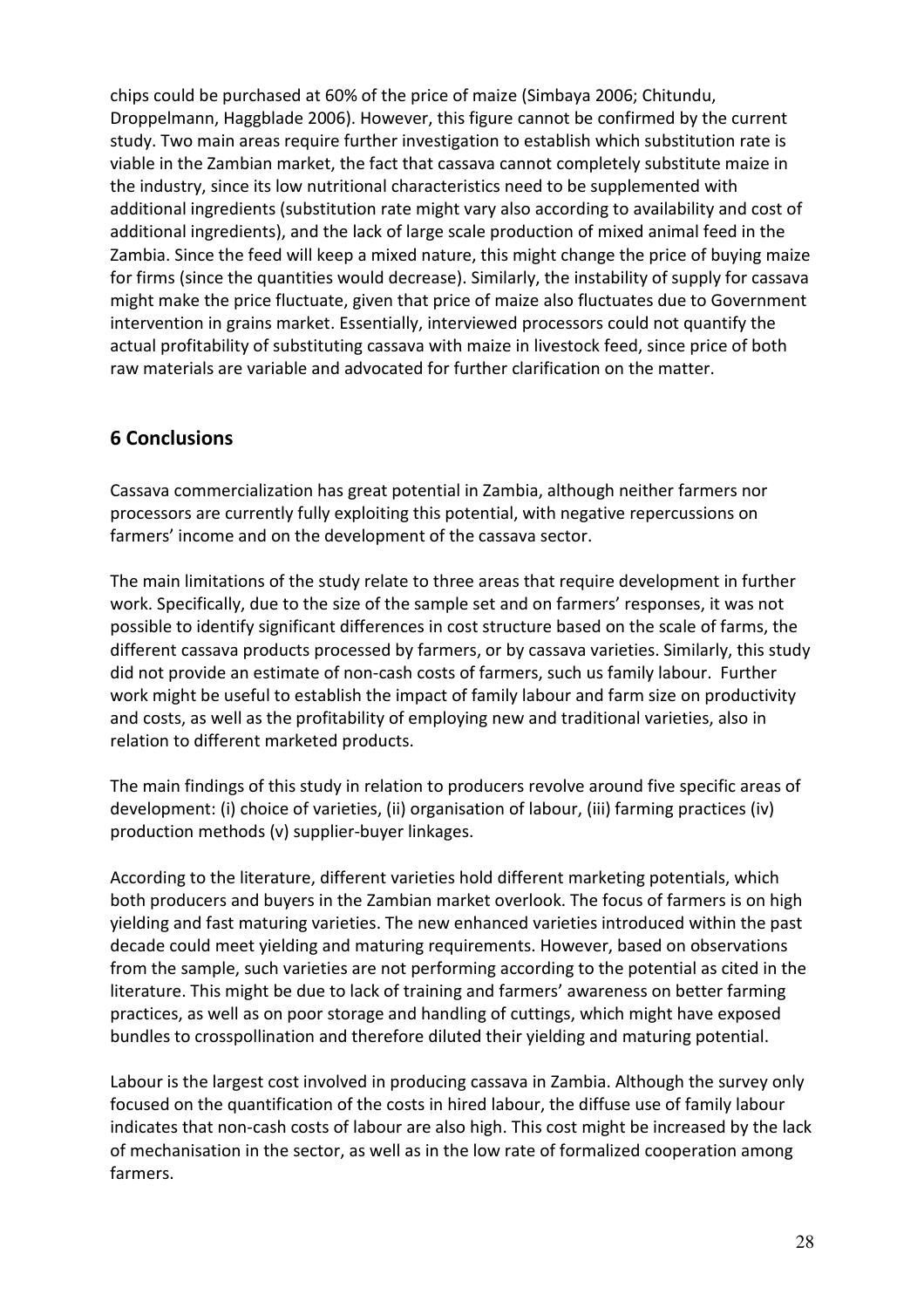chips could be purchased at 60% of the price of maize (Simbaya 2006; Chitundu, Droppelmann, Haggblade 2006). However, this figure cannot be confirmed by the current study. Two main areas require further investigation to establish which substitution rate is viable in the Zambian market, the fact that cassava cannot completely substitute maize in the industry, since its low nutritional characteristics need to be supplemented with additional ingredients (substitution rate might vary also according to availability and cost of additional ingredients), and the lack of large scale production of mixed animal feed in the Zambia. Since the feed will keep a mixed nature, this might change the price of buying maize for firms (since the quantities would decrease). Similarly, the instability of supply for cassava might make the price fluctuate, given that price of maize also fluctuates due to Government intervention in grains market. Essentially, interviewed processors could not quantify the actual profitability of substituting cassava with maize in livestock feed, since price of both raw materials are variable and advocated for further clarification on the matter.

## 6 Conclusions

Cassava commercialization has great potential in Zambia, although neither farmers nor processors are currently fully exploiting this potential, with negative repercussions on farmers' income and on the development of the cassava sector.

The main limitations of the study relate to three areas that require development in further work. Specifically, due to the size of the sample set and on farmers' responses, it was not possible to identify significant differences in cost structure based on the scale of farms, the different cassava products processed by farmers, or by cassava varieties. Similarly, this study did not provide an estimate of non-cash costs of farmers, such us family labour. Further work might be useful to establish the impact of family labour and farm size on productivity and costs, as well as the profitability of employing new and traditional varieties, also in relation to different marketed products.

The main findings of this study in relation to producers revolve around five specific areas of development: (i) choice of varieties, (ii) organisation of labour, (iii) farming practices (iv) production methods (v) supplier-buyer linkages.

According to the literature, different varieties hold different marketing potentials, which both producers and buyers in the Zambian market overlook. The focus of farmers is on high yielding and fast maturing varieties. The new enhanced varieties introduced within the past decade could meet yielding and maturing requirements. However, based on observations from the sample, such varieties are not performing according to the potential as cited in the literature. This might be due to lack of training and farmers' awareness on better farming practices, as well as on poor storage and handling of cuttings, which might have exposed bundles to crosspollination and therefore diluted their yielding and maturing potential.

Labour is the largest cost involved in producing cassava in Zambia. Although the survey only focused on the quantification of the costs in hired labour, the diffuse use of family labour indicates that non-cash costs of labour are also high. This cost might be increased by the lack of mechanisation in the sector, as well as in the low rate of formalized cooperation among farmers.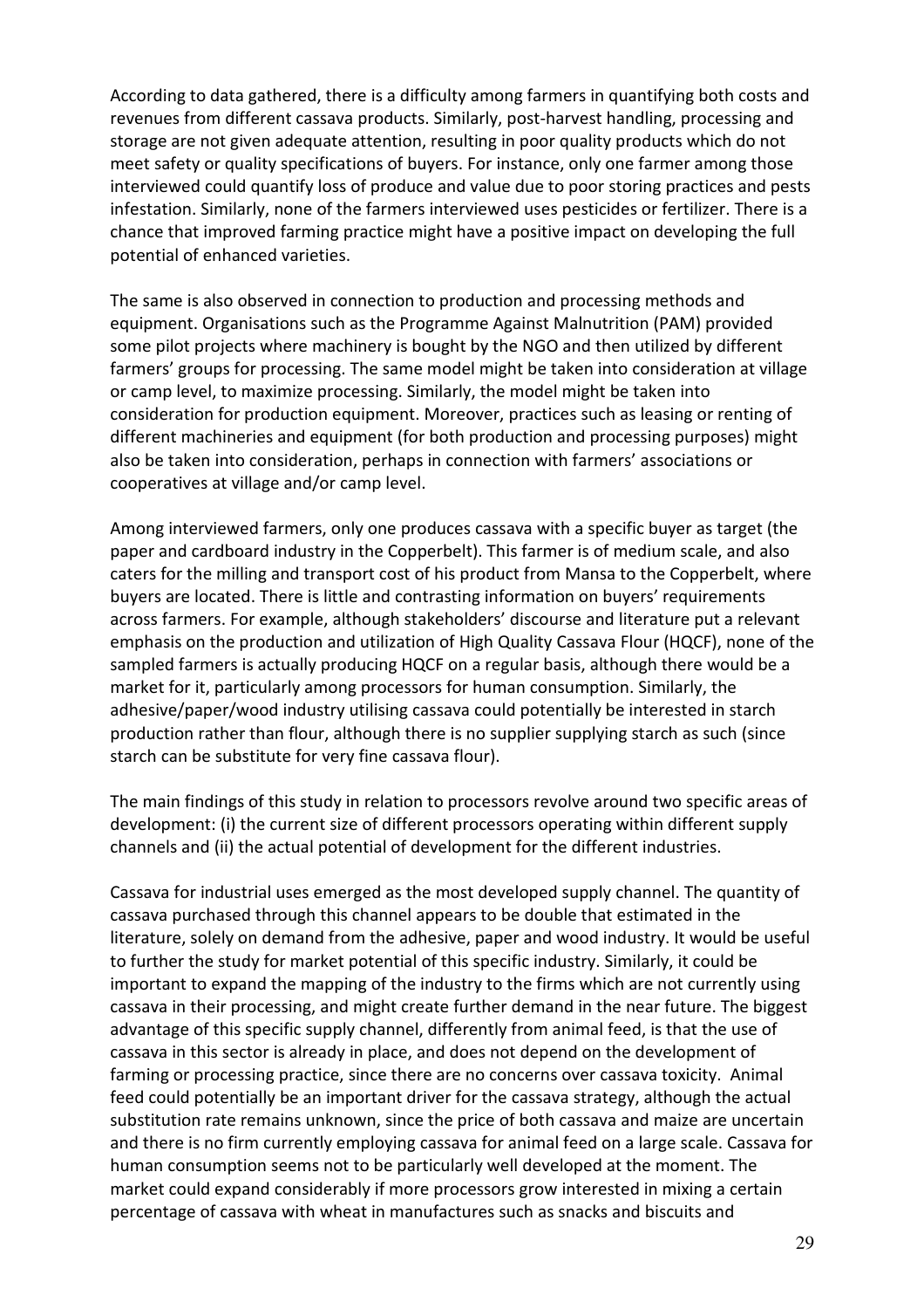According to data gathered, there is a difficulty among farmers in quantifying both costs and revenues from different cassava products. Similarly, post-harvest handling, processing and storage are not given adequate attention, resulting in poor quality products which do not meet safety or quality specifications of buyers. For instance, only one farmer among those interviewed could quantify loss of produce and value due to poor storing practices and pests infestation. Similarly, none of the farmers interviewed uses pesticides or fertilizer. There is a chance that improved farming practice might have a positive impact on developing the full potential of enhanced varieties.

The same is also observed in connection to production and processing methods and equipment. Organisations such as the Programme Against Malnutrition (PAM) provided some pilot projects where machinery is bought by the NGO and then utilized by different farmers' groups for processing. The same model might be taken into consideration at village or camp level, to maximize processing. Similarly, the model might be taken into consideration for production equipment. Moreover, practices such as leasing or renting of different machineries and equipment (for both production and processing purposes) might also be taken into consideration, perhaps in connection with farmers' associations or cooperatives at village and/or camp level.

Among interviewed farmers, only one produces cassava with a specific buyer as target (the paper and cardboard industry in the Copperbelt). This farmer is of medium scale, and also caters for the milling and transport cost of his product from Mansa to the Copperbelt, where buyers are located. There is little and contrasting information on buyers' requirements across farmers. For example, although stakeholders' discourse and literature put a relevant emphasis on the production and utilization of High Quality Cassava Flour (HQCF), none of the sampled farmers is actually producing HQCF on a regular basis, although there would be a market for it, particularly among processors for human consumption. Similarly, the adhesive/paper/wood industry utilising cassava could potentially be interested in starch production rather than flour, although there is no supplier supplying starch as such (since starch can be substitute for very fine cassava flour).

The main findings of this study in relation to processors revolve around two specific areas of development: (i) the current size of different processors operating within different supply channels and (ii) the actual potential of development for the different industries.

Cassava for industrial uses emerged as the most developed supply channel. The quantity of cassava purchased through this channel appears to be double that estimated in the literature, solely on demand from the adhesive, paper and wood industry. It would be useful to further the study for market potential of this specific industry. Similarly, it could be important to expand the mapping of the industry to the firms which are not currently using cassava in their processing, and might create further demand in the near future. The biggest advantage of this specific supply channel, differently from animal feed, is that the use of cassava in this sector is already in place, and does not depend on the development of farming or processing practice, since there are no concerns over cassava toxicity. Animal feed could potentially be an important driver for the cassava strategy, although the actual substitution rate remains unknown, since the price of both cassava and maize are uncertain and there is no firm currently employing cassava for animal feed on a large scale. Cassava for human consumption seems not to be particularly well developed at the moment. The market could expand considerably if more processors grow interested in mixing a certain percentage of cassava with wheat in manufactures such as snacks and biscuits and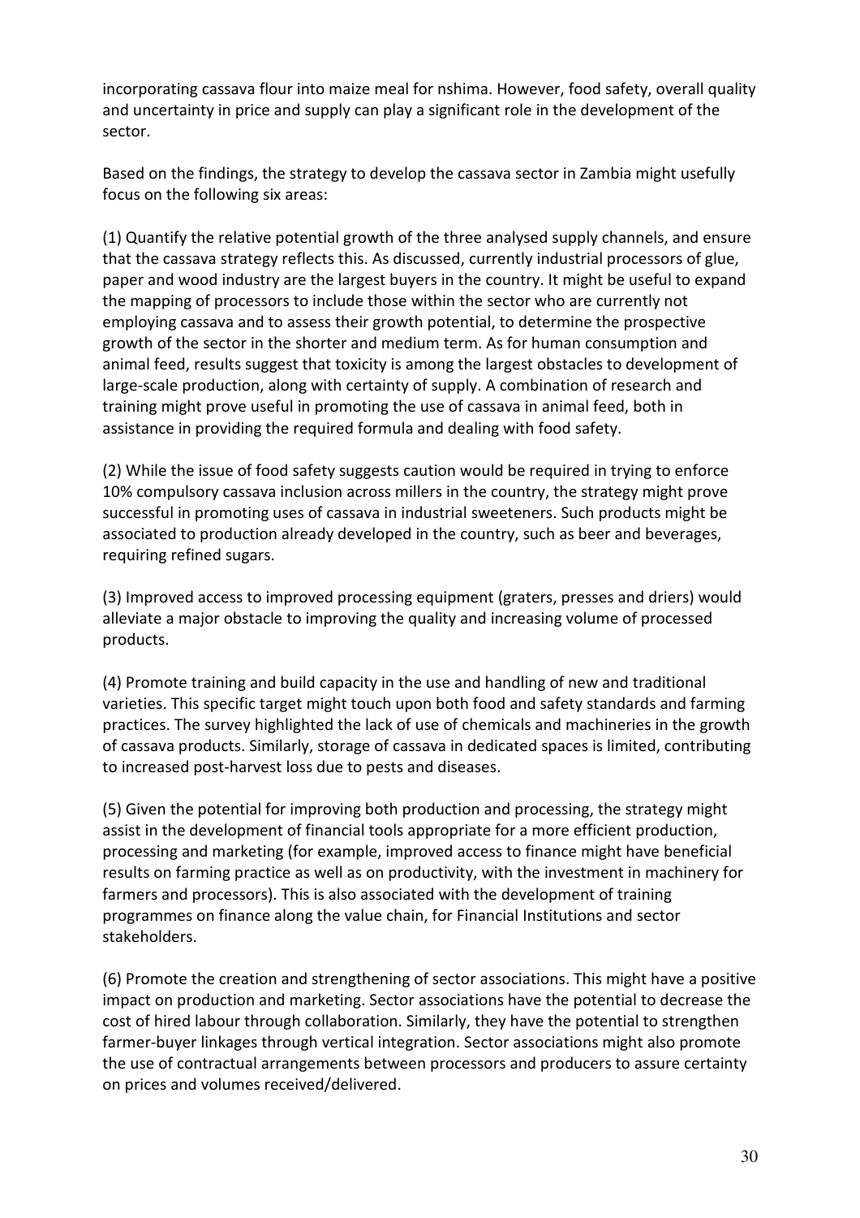incorporating cassava flour into maize meal for nshima. However, food safety, overall quality and uncertainty in price and supply can play a significant role in the development of the sector.

Based on the findings, the strategy to develop the cassava sector in Zambia might usefully focus on the following six areas:

(1) Quantify the relative potential growth of the three analysed supply channels, and ensure that the cassava strategy reflects this. As discussed, currently industrial processors of glue, paper and wood industry are the largest buyers in the country. It might be useful to expand the mapping of processors to include those within the sector who are currently not employing cassava and to assess their growth potential, to determine the prospective growth of the sector in the shorter and medium term. As for human consumption and animal feed, results suggest that toxicity is among the largest obstacles to development of large-scale production, along with certainty of supply. A combination of research and training might prove useful in promoting the use of cassava in animal feed, both in assistance in providing the required formula and dealing with food safety.

(2) While the issue of food safety suggests caution would be required in trying to enforce 10% compulsory cassava inclusion across millers in the country, the strategy might prove successful in promoting uses of cassava in industrial sweeteners. Such products might be associated to production already developed in the country, such as beer and beverages, requiring refined sugars.

(3) Improved access to improved processing equipment (graters, presses and driers) would alleviate a major obstacle to improving the quality and increasing volume of processed products.

(4) Promote training and build capacity in the use and handling of new and traditional varieties. This specific target might touch upon both food and safety standards and farming practices. The survey highlighted the lack of use of chemicals and machineries in the growth of cassava products. Similarly, storage of cassava in dedicated spaces is limited, contributing to increased post-harvest loss due to pests and diseases.

(5) Given the potential for improving both production and processing, the strategy might assist in the development of financial tools appropriate for a more efficient production, processing and marketing (for example, improved access to finance might have beneficial results on farming practice as well as on productivity, with the investment in machinery for farmers and processors). This is also associated with the development of training programmes on finance along the value chain, for Financial Institutions and sector stakeholders.

(6) Promote the creation and strengthening of sector associations. This might have a positive impact on production and marketing. Sector associations have the potential to decrease the cost of hired labour through collaboration. Similarly, they have the potential to strengthen farmer-buyer linkages through vertical integration. Sector associations might also promote the use of contractual arrangements between processors and producers to assure certainty on prices and volumes received/delivered.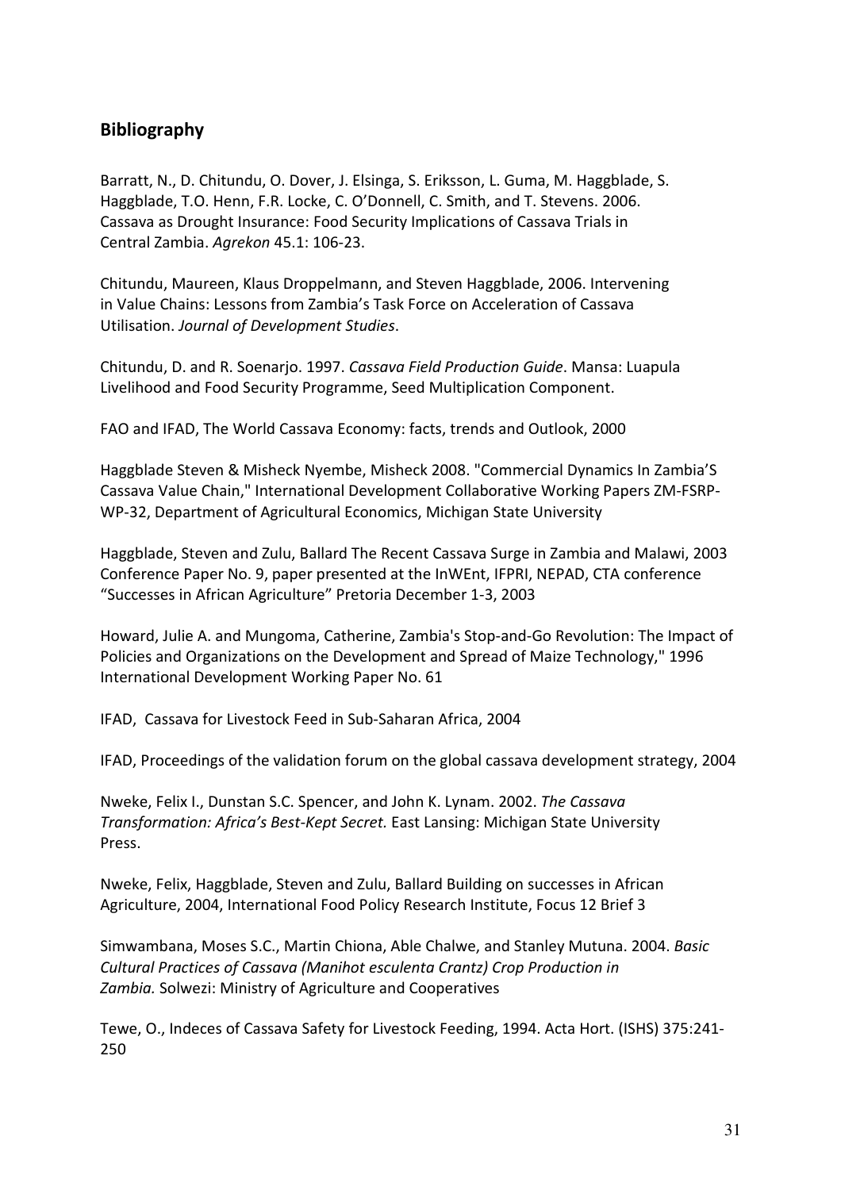## Bibliography

Barratt, N., D. Chitundu, O. Dover, J. Elsinga, S. Eriksson, L. Guma, M. Haggblade, S. Haggblade, T.O. Henn, F.R. Locke, C. O'Donnell, C. Smith, and T. Stevens. 2006. Cassava as Drought Insurance: Food Security Implications of Cassava Trials in Central Zambia. *Agrekon* 45.1: 106-23.

Chitundu, Maureen, Klaus Droppelmann, and Steven Haggblade, 2006. Intervening in Value Chains: Lessons from Zambia's Task Force on Acceleration of Cassava Utilisation. *Journal of Development Studies*.

Chitundu, D. and R. Soenarjo. 1997. *Cassava Field Production Guide*. Mansa: Luapula Livelihood and Food Security Programme, Seed Multiplication Component.

FAO and IFAD, The World Cassava Economy: facts, trends and Outlook, 2000

Haggblade Steven & Misheck Nyembe, Misheck 2008. "Commercial Dynamics In Zambia'S Cassava Value Chain," International Development Collaborative Working Papers ZM-FSRP-WP-32, Department of Agricultural Economics, Michigan State University

Haggblade, Steven and Zulu, Ballard The Recent Cassava Surge in Zambia and Malawi, 2003 Conference Paper No. 9, paper presented at the InWEnt, IFPRI, NEPAD, CTA conference "Successes in African Agriculture" Pretoria December 1-3, 2003

Howard, Julie A. and Mungoma, Catherine, Zambia's Stop-and-Go Revolution: The Impact of Policies and Organizations on the Development and Spread of Maize Technology," 1996 International Development Working Paper No. 61

IFAD, Cassava for Livestock Feed in Sub-Saharan Africa, 2004

IFAD, Proceedings of the validation forum on the global cassava development strategy, 2004

Nweke, Felix I., Dunstan S.C. Spencer, and John K. Lynam. 2002. *The Cassava Transformation: Africa's Best-Kept Secret.* East Lansing: Michigan State University Press.

Nweke, Felix, Haggblade, Steven and Zulu, Ballard Building on successes in African Agriculture, 2004, International Food Policy Research Institute, Focus 12 Brief 3

Simwambana, Moses S.C., Martin Chiona, Able Chalwe, and Stanley Mutuna. 2004. *Basic Cultural Practices of Cassava (Manihot esculenta Crantz) Crop Production in Zambia.* Solwezi: Ministry of Agriculture and Cooperatives

Tewe, O., Indeces of Cassava Safety for Livestock Feeding, 1994. Acta Hort. (ISHS) 375:241-250